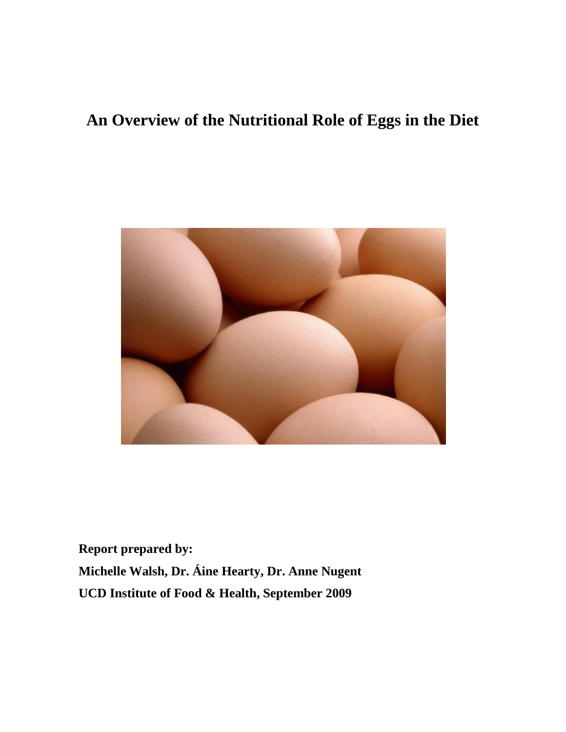# An Overview of the Nutritional Role of Eggs in the Diet

**Report prepared by:**

**Michelle Walsh, Dr. Áine Hearty, Dr. Anne Nugent**

**UCD Institute of Food & Health, September 2009**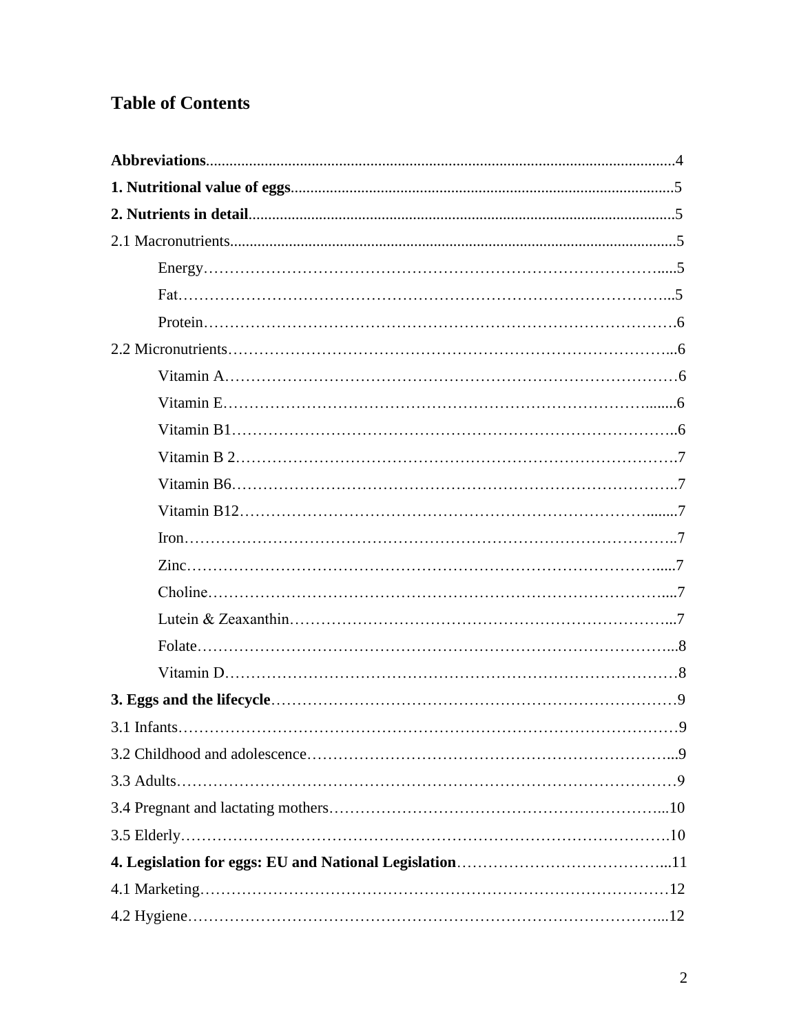# Table of Contents

**Abbreviations**......................................................................................................................4

**1. Nutritional value of eggs**.................................................................................................5

**2. Nutrients in detail**...........................................................................................................5

2.1 Macronutrients................................................................................................................5

Energy…………………………………………………………………………….....5

Fat……………………………………………………………………………….....5

Protein……………………………………………………………………………….6

2.2 Micronutrients…………………………………………………………………………...6

Vitamin A……………………………………………………………………………6

Vitamin E……………………………………………………………………….......6

Vitamin B1………………………………………………………………………….6

Vitamin B 2………………………………………………………………………….7

Vitamin B6………………………………………………………………………….7

Vitamin B12…………………………………………………………………….......7

Iron………………………………………………………………………………….7

Zinc………………………………………………………………………………....7

Choline……………………………………………………………………………...7

Lutein & Zeaxanthin………………………………………………………………...7

Folate………………………………………………………………………………...8

Vitamin D……………………………………………………………………………8

**3. Eggs and the lifecycle**……………………………………………………………………9

3.1 Infants……………………………………………………………………………………9

3.2 Childhood and adolescence……………………………………………………………...9

3.3 Adults……………………………………………………………………………………9

3.4 Pregnant and lactating mothers………………………………………………………...10

3.5 Elderly…………………………………………………………………………………10

**4. Legislation for eggs: EU and National Legislation**…………………………………...11

4.1 Marketing………………………………………………………………………………12

4.2 Hygiene………………………………………………………………………………...12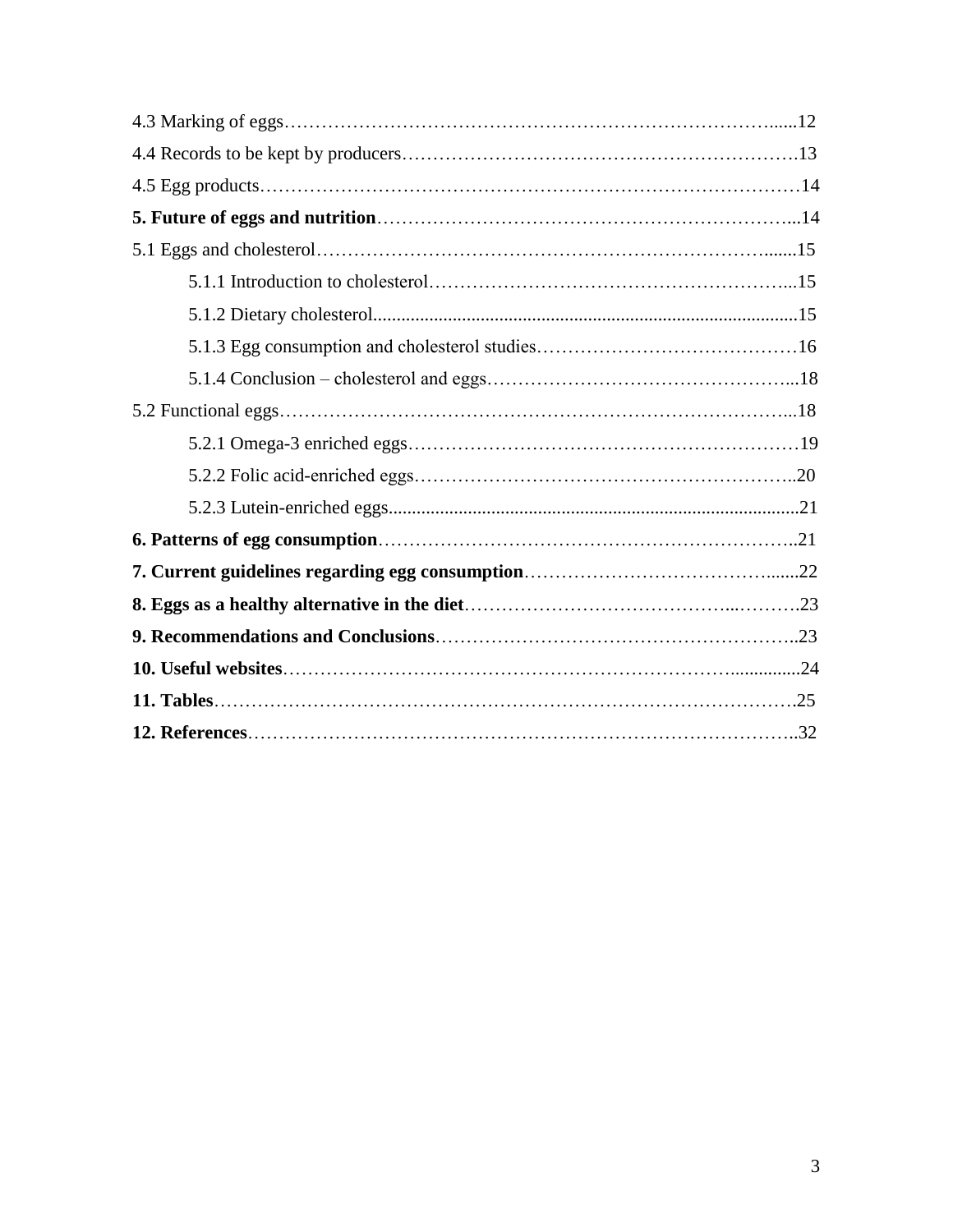4.3 Marking of eggs……………………………………………………………………......12

4.4 Records to be kept by producers……………………………………………………….13

4.5 Egg products……………………………………………………………………………14

**5. Future of eggs and nutrition**…………………………………………………………...14

5.1 Eggs and cholesterol…………………………………………………………………......15

  5.1.1 Introduction to cholesterol…………………………………………………...15

  5.1.2 Dietary cholesterol..........................................................................................15

  5.1.3 Egg consumption and cholesterol studies……………………………………16

  5.1.4 Conclusion – cholesterol and eggs…………………………………………...18

5.2 Functional eggs………………………………………………………………………...18

  5.2.1 Omega-3 enriched eggs………………………………………………………19

  5.2.2 Folic acid-enriched eggs……………………………………………………..20

  5.2.3 Lutein-enriched eggs.......................................................................................21

**6. Patterns of egg consumption**………………………………………………………..21

**7. Current guidelines regarding egg consumption**…………………………………......22

**8. Eggs as a healthy alternative in the diet**…………………………………...……….23

**9. Recommendations and Conclusions**………………………………………………..23

**10. Useful websites**…………………………………………………………….............24

**11. Tables**……………………………………………………………………………….25

**12. References**…………………………………………………………………………..32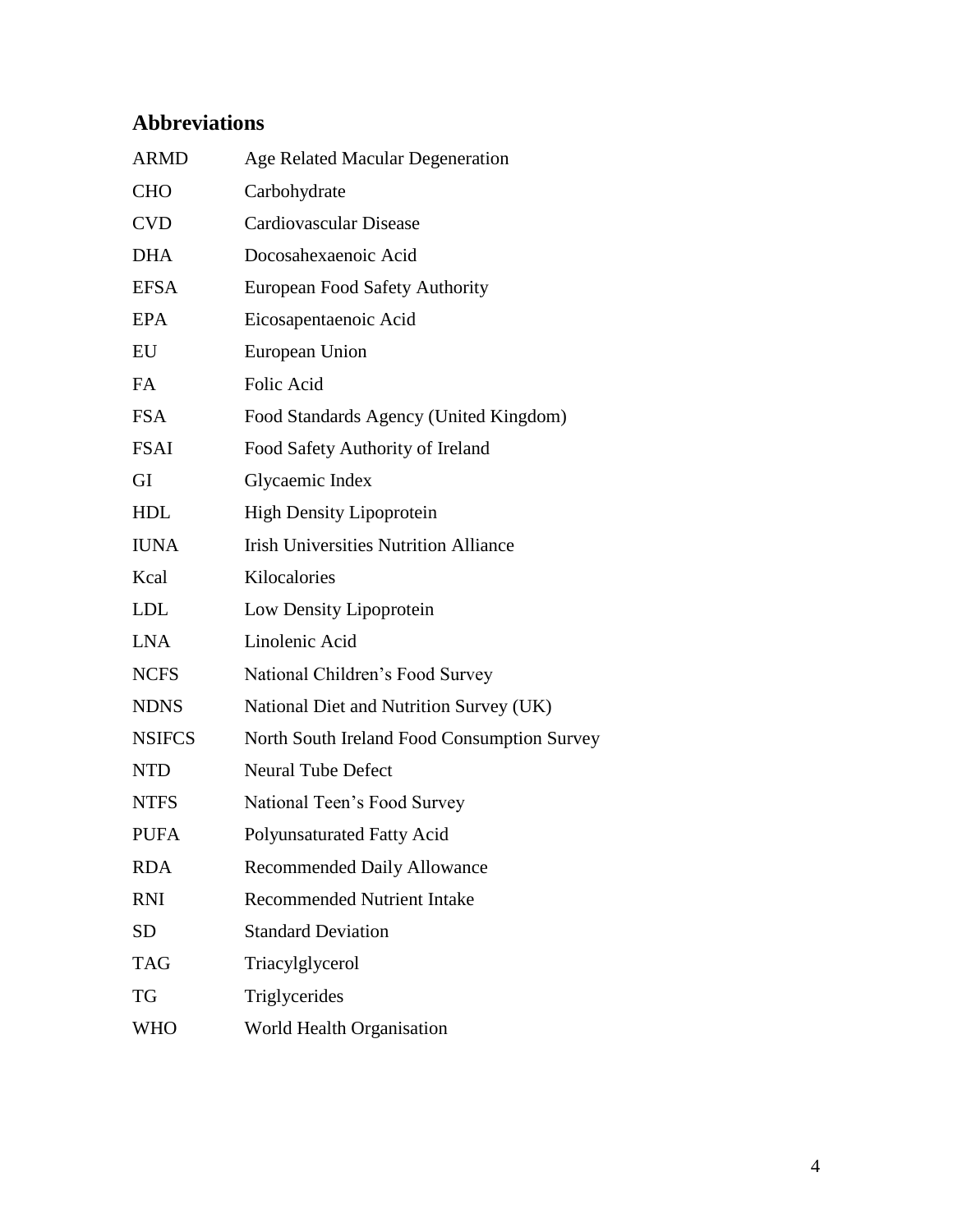## Abbreviations

| | |
|---|---|
| ARMD | Age Related Macular Degeneration |
| CHO | Carbohydrate |
| CVD | Cardiovascular Disease |
| DHA | Docosahexaenoic Acid |
| EFSA | European Food Safety Authority |
| EPA | Eicosapentaenoic Acid |
| EU | European Union |
| FA | Folic Acid |
| FSA | Food Standards Agency (United Kingdom) |
| FSAI | Food Safety Authority of Ireland |
| GI | Glycaemic Index |
| HDL | High Density Lipoprotein |
| IUNA | Irish Universities Nutrition Alliance |
| Kcal | Kilocalories |
| LDL | Low Density Lipoprotein |
| LNA | Linolenic Acid |
| NCFS | National Children's Food Survey |
| NDNS | National Diet and Nutrition Survey (UK) |
| NSIFCS | North South Ireland Food Consumption Survey |
| NTD | Neural Tube Defect |
| NTFS | National Teen's Food Survey |
| PUFA | Polyunsaturated Fatty Acid |
| RDA | Recommended Daily Allowance |
| RNI | Recommended Nutrient Intake |
| SD | Standard Deviation |
| TAG | Triacylglycerol |
| TG | Triglycerides |
| WHO | World Health Organisation |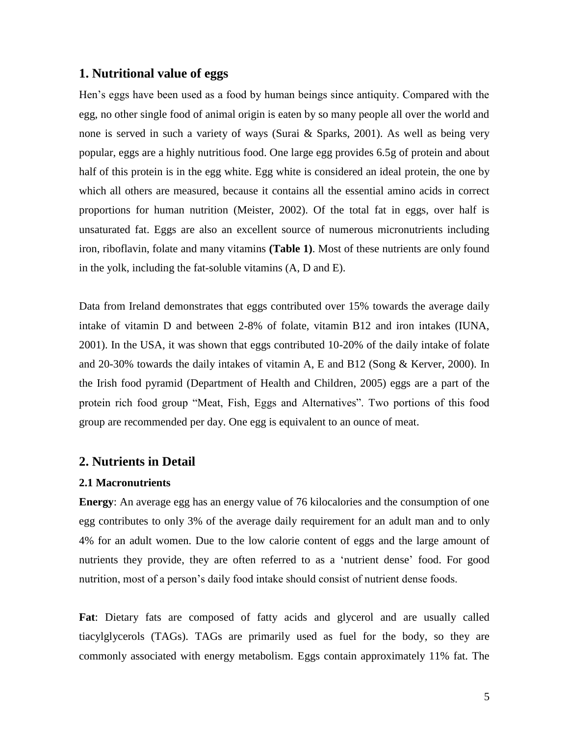## 1. Nutritional value of eggs

Hen's eggs have been used as a food by human beings since antiquity. Compared with the egg, no other single food of animal origin is eaten by so many people all over the world and none is served in such a variety of ways (Surai & Sparks, 2001). As well as being very popular, eggs are a highly nutritious food. One large egg provides 6.5g of protein and about half of this protein is in the egg white. Egg white is considered an ideal protein, the one by which all others are measured, because it contains all the essential amino acids in correct proportions for human nutrition (Meister, 2002). Of the total fat in eggs, over half is unsaturated fat. Eggs are also an excellent source of numerous micronutrients including iron, riboflavin, folate and many vitamins **(Table 1)**. Most of these nutrients are only found in the yolk, including the fat-soluble vitamins (A, D and E).

Data from Ireland demonstrates that eggs contributed over 15% towards the average daily intake of vitamin D and between 2-8% of folate, vitamin B12 and iron intakes (IUNA, 2001). In the USA, it was shown that eggs contributed 10-20% of the daily intake of folate and 20-30% towards the daily intakes of vitamin A, E and B12 (Song & Kerver, 2000). In the Irish food pyramid (Department of Health and Children, 2005) eggs are a part of the protein rich food group "Meat, Fish, Eggs and Alternatives". Two portions of this food group are recommended per day. One egg is equivalent to an ounce of meat.

## 2. Nutrients in Detail

### 2.1 Macronutrients

**Energy**: An average egg has an energy value of 76 kilocalories and the consumption of one egg contributes to only 3% of the average daily requirement for an adult man and to only 4% for an adult women. Due to the low calorie content of eggs and the large amount of nutrients they provide, they are often referred to as a 'nutrient dense' food. For good nutrition, most of a person's daily food intake should consist of nutrient dense foods.

**Fat**: Dietary fats are composed of fatty acids and glycerol and are usually called tiacylglycerols (TAGs). TAGs are primarily used as fuel for the body, so they are commonly associated with energy metabolism. Eggs contain approximately 11% fat. The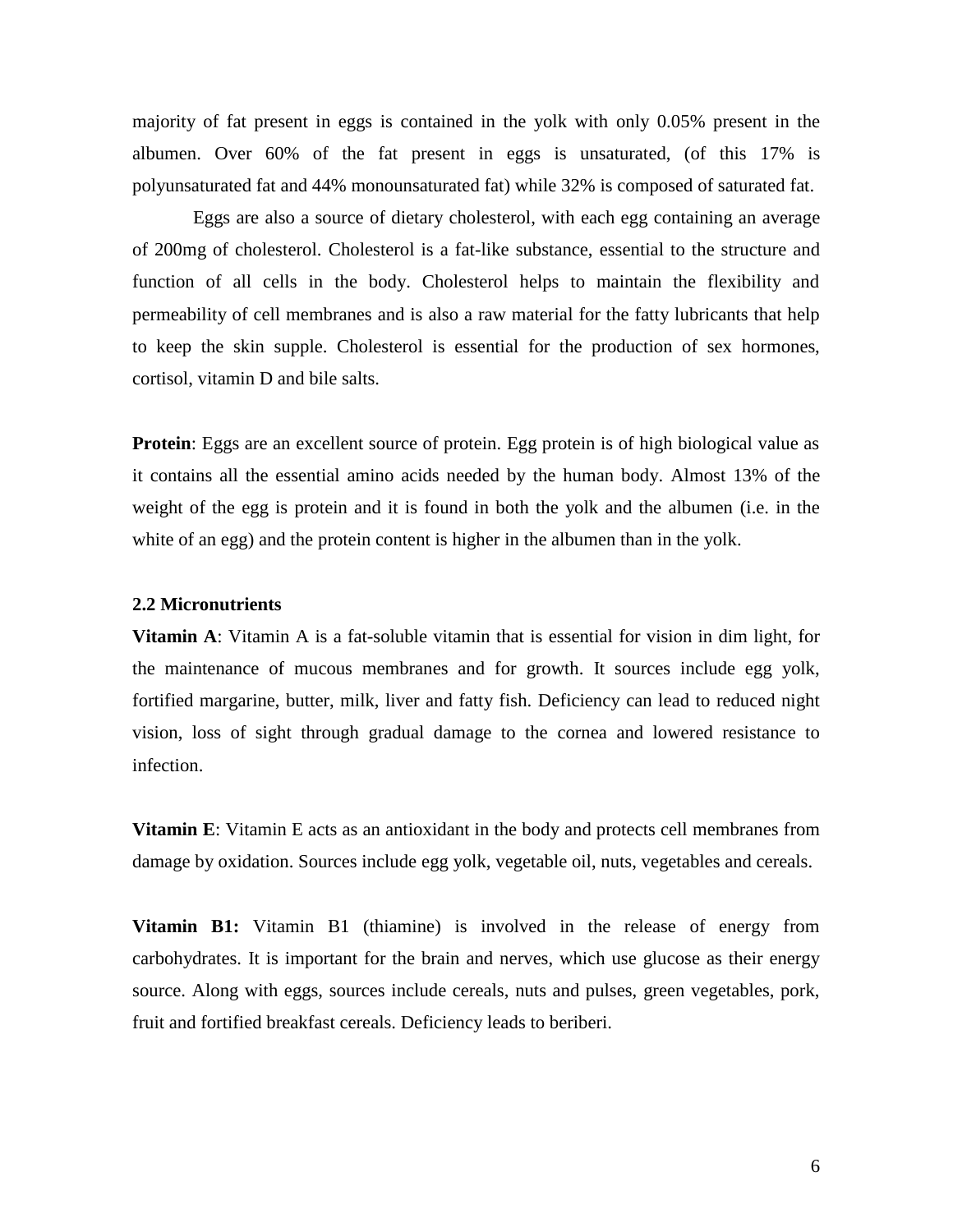majority of fat present in eggs is contained in the yolk with only 0.05% present in the albumen. Over 60% of the fat present in eggs is unsaturated, (of this 17% is polyunsaturated fat and 44% monounsaturated fat) while 32% is composed of saturated fat.

Eggs are also a source of dietary cholesterol, with each egg containing an average of 200mg of cholesterol. Cholesterol is a fat-like substance, essential to the structure and function of all cells in the body. Cholesterol helps to maintain the flexibility and permeability of cell membranes and is also a raw material for the fatty lubricants that help to keep the skin supple. Cholesterol is essential for the production of sex hormones, cortisol, vitamin D and bile salts.

**Protein**: Eggs are an excellent source of protein. Egg protein is of high biological value as it contains all the essential amino acids needed by the human body. Almost 13% of the weight of the egg is protein and it is found in both the yolk and the albumen (i.e. in the white of an egg) and the protein content is higher in the albumen than in the yolk.

### 2.2 Micronutrients

**Vitamin A**: Vitamin A is a fat-soluble vitamin that is essential for vision in dim light, for the maintenance of mucous membranes and for growth. It sources include egg yolk, fortified margarine, butter, milk, liver and fatty fish. Deficiency can lead to reduced night vision, loss of sight through gradual damage to the cornea and lowered resistance to infection.

**Vitamin E**: Vitamin E acts as an antioxidant in the body and protects cell membranes from damage by oxidation. Sources include egg yolk, vegetable oil, nuts, vegetables and cereals.

**Vitamin B1:** Vitamin B1 (thiamine) is involved in the release of energy from carbohydrates. It is important for the brain and nerves, which use glucose as their energy source. Along with eggs, sources include cereals, nuts and pulses, green vegetables, pork, fruit and fortified breakfast cereals. Deficiency leads to beriberi.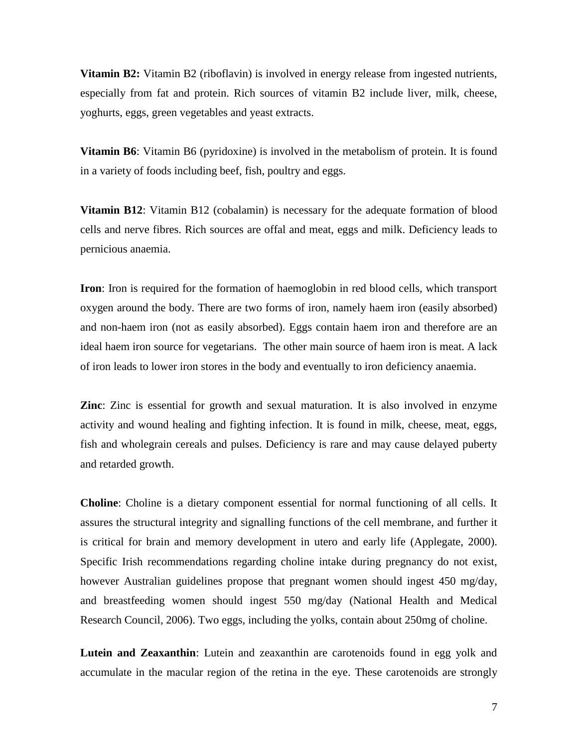**Vitamin B2:** Vitamin B2 (riboflavin) is involved in energy release from ingested nutrients, especially from fat and protein. Rich sources of vitamin B2 include liver, milk, cheese, yoghurts, eggs, green vegetables and yeast extracts.

**Vitamin B6**: Vitamin B6 (pyridoxine) is involved in the metabolism of protein. It is found in a variety of foods including beef, fish, poultry and eggs.

**Vitamin B12**: Vitamin B12 (cobalamin) is necessary for the adequate formation of blood cells and nerve fibres. Rich sources are offal and meat, eggs and milk. Deficiency leads to pernicious anaemia.

**Iron**: Iron is required for the formation of haemoglobin in red blood cells, which transport oxygen around the body. There are two forms of iron, namely haem iron (easily absorbed) and non-haem iron (not as easily absorbed). Eggs contain haem iron and therefore are an ideal haem iron source for vegetarians. The other main source of haem iron is meat. A lack of iron leads to lower iron stores in the body and eventually to iron deficiency anaemia.

**Zinc**: Zinc is essential for growth and sexual maturation. It is also involved in enzyme activity and wound healing and fighting infection. It is found in milk, cheese, meat, eggs, fish and wholegrain cereals and pulses. Deficiency is rare and may cause delayed puberty and retarded growth.

**Choline**: Choline is a dietary component essential for normal functioning of all cells. It assures the structural integrity and signalling functions of the cell membrane, and further it is critical for brain and memory development in utero and early life (Applegate, 2000). Specific Irish recommendations regarding choline intake during pregnancy do not exist, however Australian guidelines propose that pregnant women should ingest 450 mg/day, and breastfeeding women should ingest 550 mg/day (National Health and Medical Research Council, 2006). Two eggs, including the yolks, contain about 250mg of choline.

**Lutein and Zeaxanthin**: Lutein and zeaxanthin are carotenoids found in egg yolk and accumulate in the macular region of the retina in the eye. These carotenoids are strongly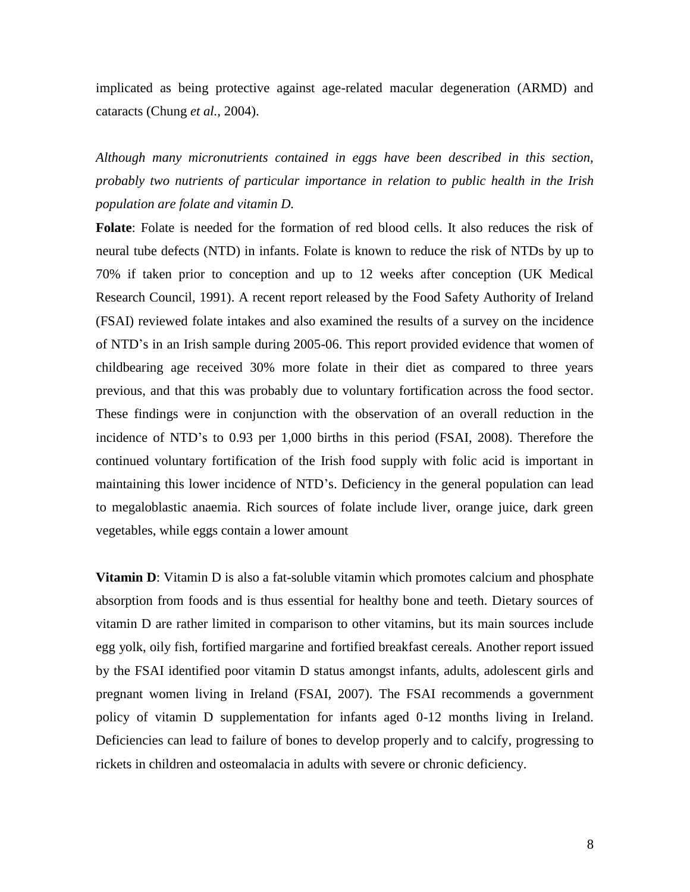implicated as being protective against age-related macular degeneration (ARMD) and cataracts (Chung *et al.*, 2004).

*Although many micronutrients contained in eggs have been described in this section, probably two nutrients of particular importance in relation to public health in the Irish population are folate and vitamin D.*

**Folate**: Folate is needed for the formation of red blood cells. It also reduces the risk of neural tube defects (NTD) in infants. Folate is known to reduce the risk of NTDs by up to 70% if taken prior to conception and up to 12 weeks after conception (UK Medical Research Council, 1991). A recent report released by the Food Safety Authority of Ireland (FSAI) reviewed folate intakes and also examined the results of a survey on the incidence of NTD's in an Irish sample during 2005-06. This report provided evidence that women of childbearing age received 30% more folate in their diet as compared to three years previous, and that this was probably due to voluntary fortification across the food sector. These findings were in conjunction with the observation of an overall reduction in the incidence of NTD's to 0.93 per 1,000 births in this period (FSAI, 2008). Therefore the continued voluntary fortification of the Irish food supply with folic acid is important in maintaining this lower incidence of NTD's. Deficiency in the general population can lead to megaloblastic anaemia. Rich sources of folate include liver, orange juice, dark green vegetables, while eggs contain a lower amount

**Vitamin D**: Vitamin D is also a fat-soluble vitamin which promotes calcium and phosphate absorption from foods and is thus essential for healthy bone and teeth. Dietary sources of vitamin D are rather limited in comparison to other vitamins, but its main sources include egg yolk, oily fish, fortified margarine and fortified breakfast cereals. Another report issued by the FSAI identified poor vitamin D status amongst infants, adults, adolescent girls and pregnant women living in Ireland (FSAI, 2007). The FSAI recommends a government policy of vitamin D supplementation for infants aged 0-12 months living in Ireland. Deficiencies can lead to failure of bones to develop properly and to calcify, progressing to rickets in children and osteomalacia in adults with severe or chronic deficiency.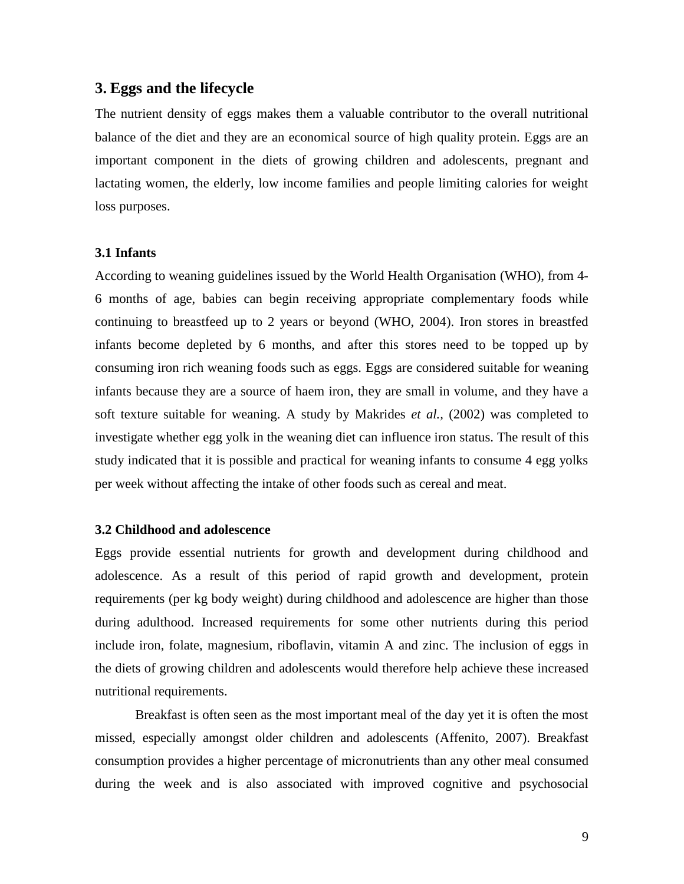## 3. Eggs and the lifecycle

The nutrient density of eggs makes them a valuable contributor to the overall nutritional balance of the diet and they are an economical source of high quality protein. Eggs are an important component in the diets of growing children and adolescents, pregnant and lactating women, the elderly, low income families and people limiting calories for weight loss purposes.

### 3.1 Infants

According to weaning guidelines issued by the World Health Organisation (WHO), from 4-6 months of age, babies can begin receiving appropriate complementary foods while continuing to breastfeed up to 2 years or beyond (WHO, 2004). Iron stores in breastfed infants become depleted by 6 months, and after this stores need to be topped up by consuming iron rich weaning foods such as eggs. Eggs are considered suitable for weaning infants because they are a source of haem iron, they are small in volume, and they have a soft texture suitable for weaning. A study by Makrides *et al.,* (2002) was completed to investigate whether egg yolk in the weaning diet can influence iron status. The result of this study indicated that it is possible and practical for weaning infants to consume 4 egg yolks per week without affecting the intake of other foods such as cereal and meat.

### 3.2 Childhood and adolescence

Eggs provide essential nutrients for growth and development during childhood and adolescence. As a result of this period of rapid growth and development, protein requirements (per kg body weight) during childhood and adolescence are higher than those during adulthood. Increased requirements for some other nutrients during this period include iron, folate, magnesium, riboflavin, vitamin A and zinc. The inclusion of eggs in the diets of growing children and adolescents would therefore help achieve these increased nutritional requirements.

Breakfast is often seen as the most important meal of the day yet it is often the most missed, especially amongst older children and adolescents (Affenito, 2007). Breakfast consumption provides a higher percentage of micronutrients than any other meal consumed during the week and is also associated with improved cognitive and psychosocial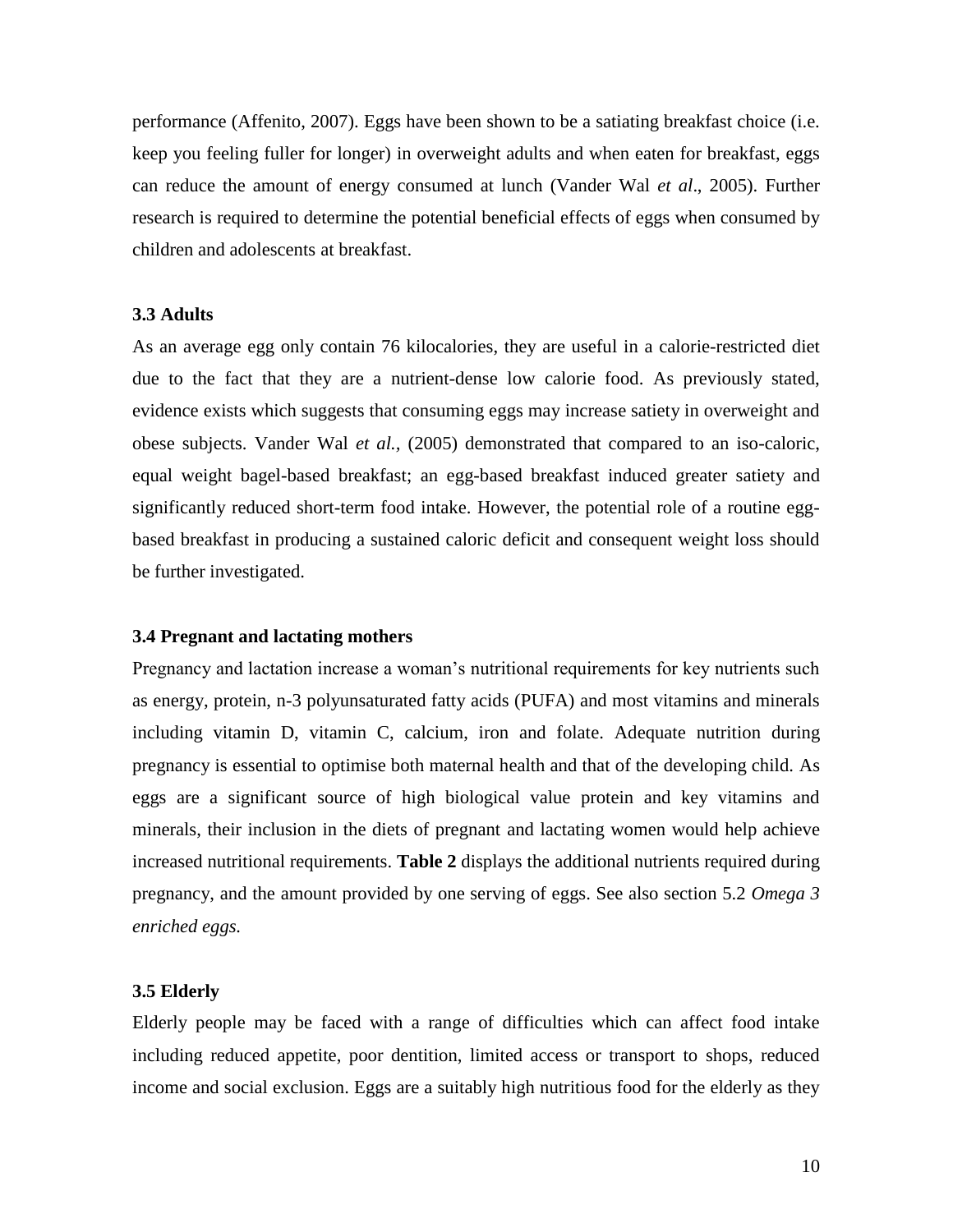performance (Affenito, 2007). Eggs have been shown to be a satiating breakfast choice (i.e. keep you feeling fuller for longer) in overweight adults and when eaten for breakfast, eggs can reduce the amount of energy consumed at lunch (Vander Wal *et al*., 2005). Further research is required to determine the potential beneficial effects of eggs when consumed by children and adolescents at breakfast.

### 3.3 Adults

As an average egg only contain 76 kilocalories, they are useful in a calorie-restricted diet due to the fact that they are a nutrient-dense low calorie food. As previously stated, evidence exists which suggests that consuming eggs may increase satiety in overweight and obese subjects. Vander Wal *et al.,* (2005) demonstrated that compared to an iso-caloric, equal weight bagel-based breakfast; an egg-based breakfast induced greater satiety and significantly reduced short-term food intake. However, the potential role of a routine egg-based breakfast in producing a sustained caloric deficit and consequent weight loss should be further investigated.

### 3.4 Pregnant and lactating mothers

Pregnancy and lactation increase a woman's nutritional requirements for key nutrients such as energy, protein, n-3 polyunsaturated fatty acids (PUFA) and most vitamins and minerals including vitamin D, vitamin C, calcium, iron and folate. Adequate nutrition during pregnancy is essential to optimise both maternal health and that of the developing child. As eggs are a significant source of high biological value protein and key vitamins and minerals, their inclusion in the diets of pregnant and lactating women would help achieve increased nutritional requirements. **Table 2** displays the additional nutrients required during pregnancy, and the amount provided by one serving of eggs. See also section 5.2 *Omega 3 enriched eggs.*

### 3.5 Elderly

Elderly people may be faced with a range of difficulties which can affect food intake including reduced appetite, poor dentition, limited access or transport to shops, reduced income and social exclusion. Eggs are a suitably high nutritious food for the elderly as they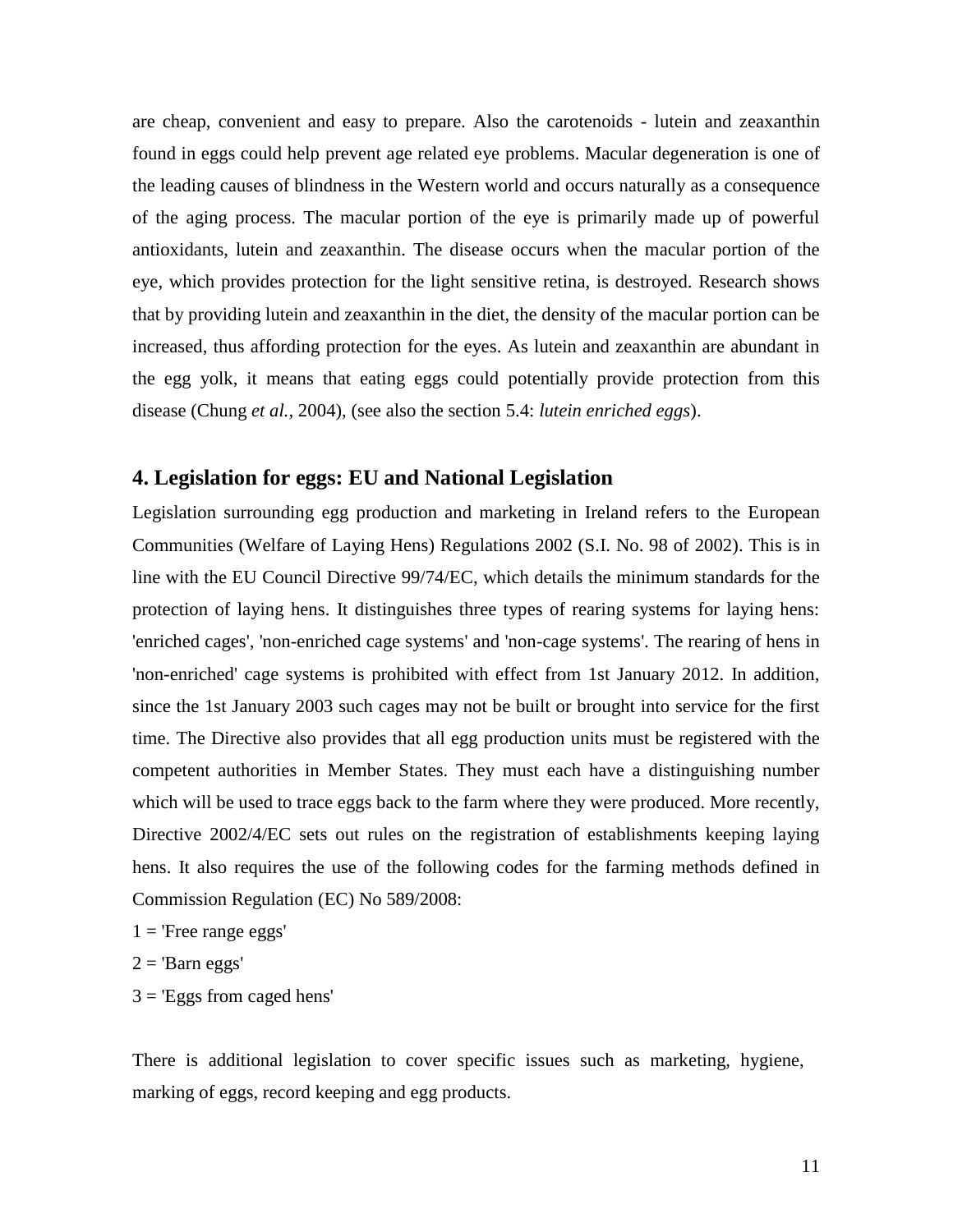are cheap, convenient and easy to prepare. Also the carotenoids - lutein and zeaxanthin found in eggs could help prevent age related eye problems. Macular degeneration is one of the leading causes of blindness in the Western world and occurs naturally as a consequence of the aging process. The macular portion of the eye is primarily made up of powerful antioxidants, lutein and zeaxanthin. The disease occurs when the macular portion of the eye, which provides protection for the light sensitive retina, is destroyed. Research shows that by providing lutein and zeaxanthin in the diet, the density of the macular portion can be increased, thus affording protection for the eyes. As lutein and zeaxanthin are abundant in the egg yolk, it means that eating eggs could potentially provide protection from this disease (Chung *et al.*, 2004), (see also the section 5.4: *lutein enriched eggs*).

## 4. Legislation for eggs: EU and National Legislation

Legislation surrounding egg production and marketing in Ireland refers to the European Communities (Welfare of Laying Hens) Regulations 2002 (S.I. No. 98 of 2002). This is in line with the EU Council Directive 99/74/EC, which details the minimum standards for the protection of laying hens. It distinguishes three types of rearing systems for laying hens: 'enriched cages', 'non-enriched cage systems' and 'non-cage systems'. The rearing of hens in 'non-enriched' cage systems is prohibited with effect from 1st January 2012. In addition, since the 1st January 2003 such cages may not be built or brought into service for the first time. The Directive also provides that all egg production units must be registered with the competent authorities in Member States. They must each have a distinguishing number which will be used to trace eggs back to the farm where they were produced. More recently, Directive 2002/4/EC sets out rules on the registration of establishments keeping laying hens. It also requires the use of the following codes for the farming methods defined in Commission Regulation (EC) No 589/2008:

1 = 'Free range eggs'

2 = 'Barn eggs'

3 = 'Eggs from caged hens'

There is additional legislation to cover specific issues such as marketing, hygiene, marking of eggs, record keeping and egg products.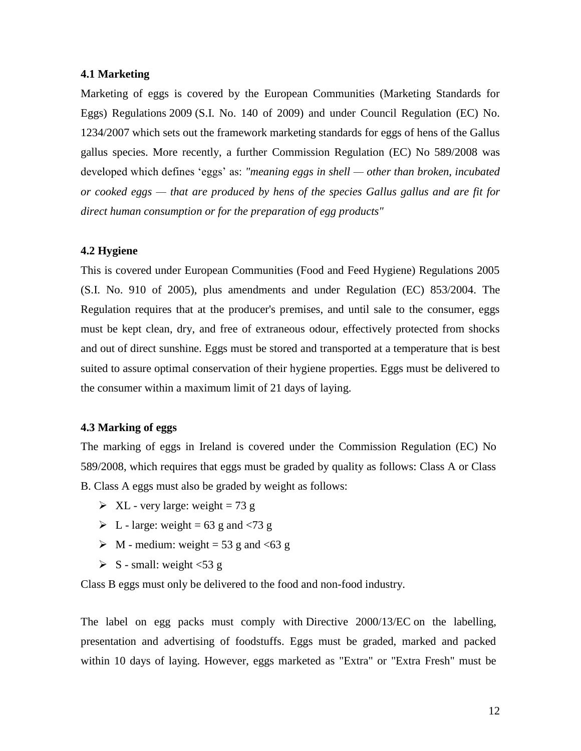### 4.1 Marketing

Marketing of eggs is covered by the European Communities (Marketing Standards for Eggs) Regulations 2009 (S.I. No. 140 of 2009) and under Council Regulation (EC) No. 1234/2007 which sets out the framework marketing standards for eggs of hens of the Gallus gallus species. More recently, a further Commission Regulation (EC) No 589/2008 was developed which defines 'eggs' as: *"meaning eggs in shell — other than broken, incubated or cooked eggs — that are produced by hens of the species Gallus gallus and are fit for direct human consumption or for the preparation of egg products"*

### 4.2 Hygiene

This is covered under European Communities (Food and Feed Hygiene) Regulations 2005 (S.I. No. 910 of 2005), plus amendments and under Regulation (EC) 853/2004. The Regulation requires that at the producer's premises, and until sale to the consumer, eggs must be kept clean, dry, and free of extraneous odour, effectively protected from shocks and out of direct sunshine. Eggs must be stored and transported at a temperature that is best suited to assure optimal conservation of their hygiene properties. Eggs must be delivered to the consumer within a maximum limit of 21 days of laying.

### 4.3 Marking of eggs

The marking of eggs in Ireland is covered under the Commission Regulation (EC) No 589/2008, which requires that eggs must be graded by quality as follows: Class A or Class B. Class A eggs must also be graded by weight as follows:

- XL - very large: weight = 73 g
- L - large: weight = 63 g and <73 g
- M - medium: weight = 53 g and <63 g
- S - small: weight <53 g

Class B eggs must only be delivered to the food and non-food industry.

The label on egg packs must comply with Directive 2000/13/EC on the labelling, presentation and advertising of foodstuffs. Eggs must be graded, marked and packed within 10 days of laying. However, eggs marketed as "Extra" or "Extra Fresh" must be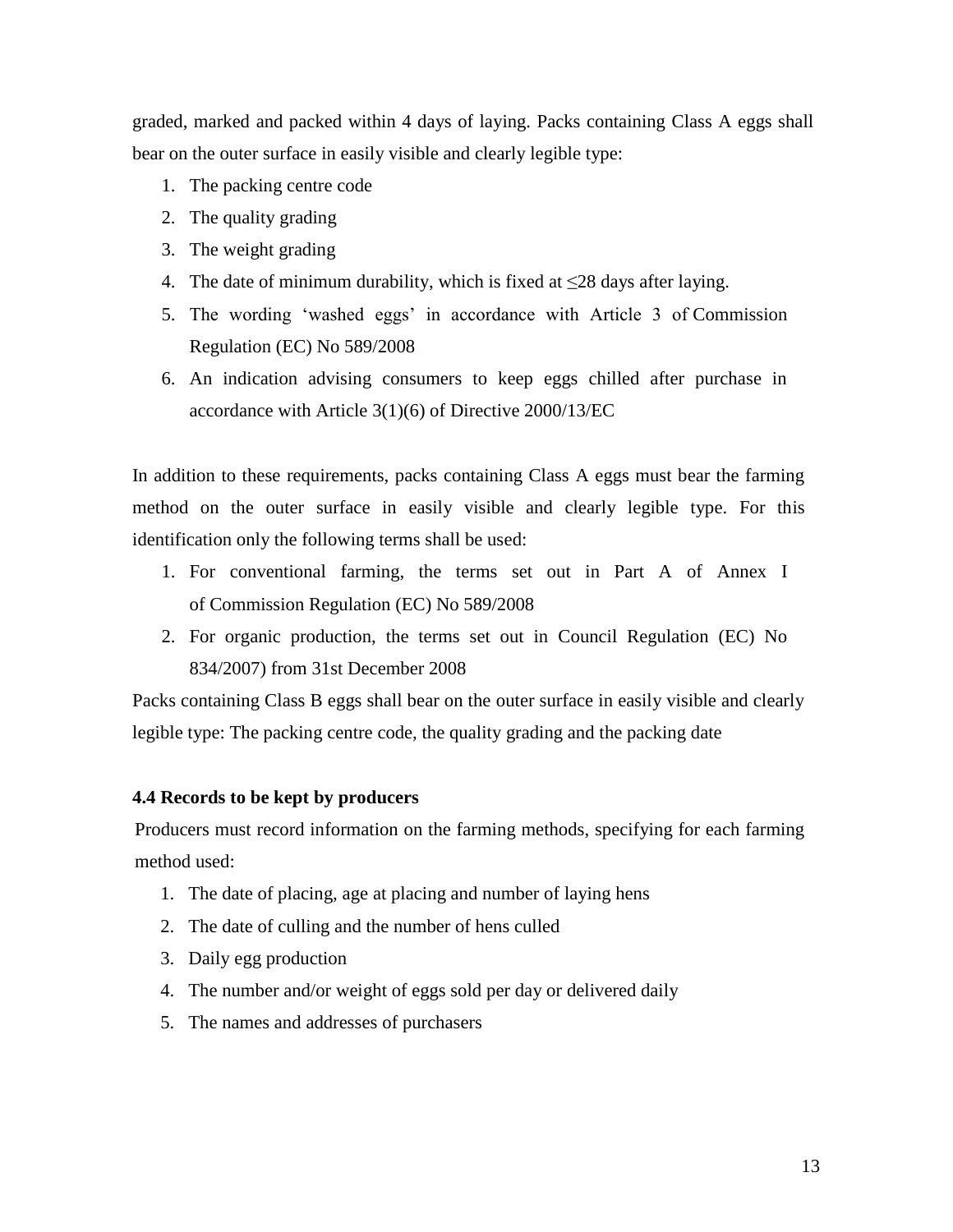graded, marked and packed within 4 days of laying. Packs containing Class A eggs shall bear on the outer surface in easily visible and clearly legible type:

1. The packing centre code
2. The quality grading
3. The weight grading
4. The date of minimum durability, which is fixed at ≤28 days after laying.
5. The wording 'washed eggs' in accordance with Article 3 of Commission Regulation (EC) No 589/2008
6. An indication advising consumers to keep eggs chilled after purchase in accordance with Article 3(1)(6) of Directive 2000/13/EC

In addition to these requirements, packs containing Class A eggs must bear the farming method on the outer surface in easily visible and clearly legible type. For this identification only the following terms shall be used:

1. For conventional farming, the terms set out in Part A of Annex I of Commission Regulation (EC) No 589/2008
2. For organic production, the terms set out in Council Regulation (EC) No 834/2007) from 31st December 2008

Packs containing Class B eggs shall bear on the outer surface in easily visible and clearly legible type: The packing centre code, the quality grading and the packing date

**4.4 Records to be kept by producers**

Producers must record information on the farming methods, specifying for each farming method used:

1. The date of placing, age at placing and number of laying hens
2. The date of culling and the number of hens culled
3. Daily egg production
4. The number and/or weight of eggs sold per day or delivered daily
5. The names and addresses of purchasers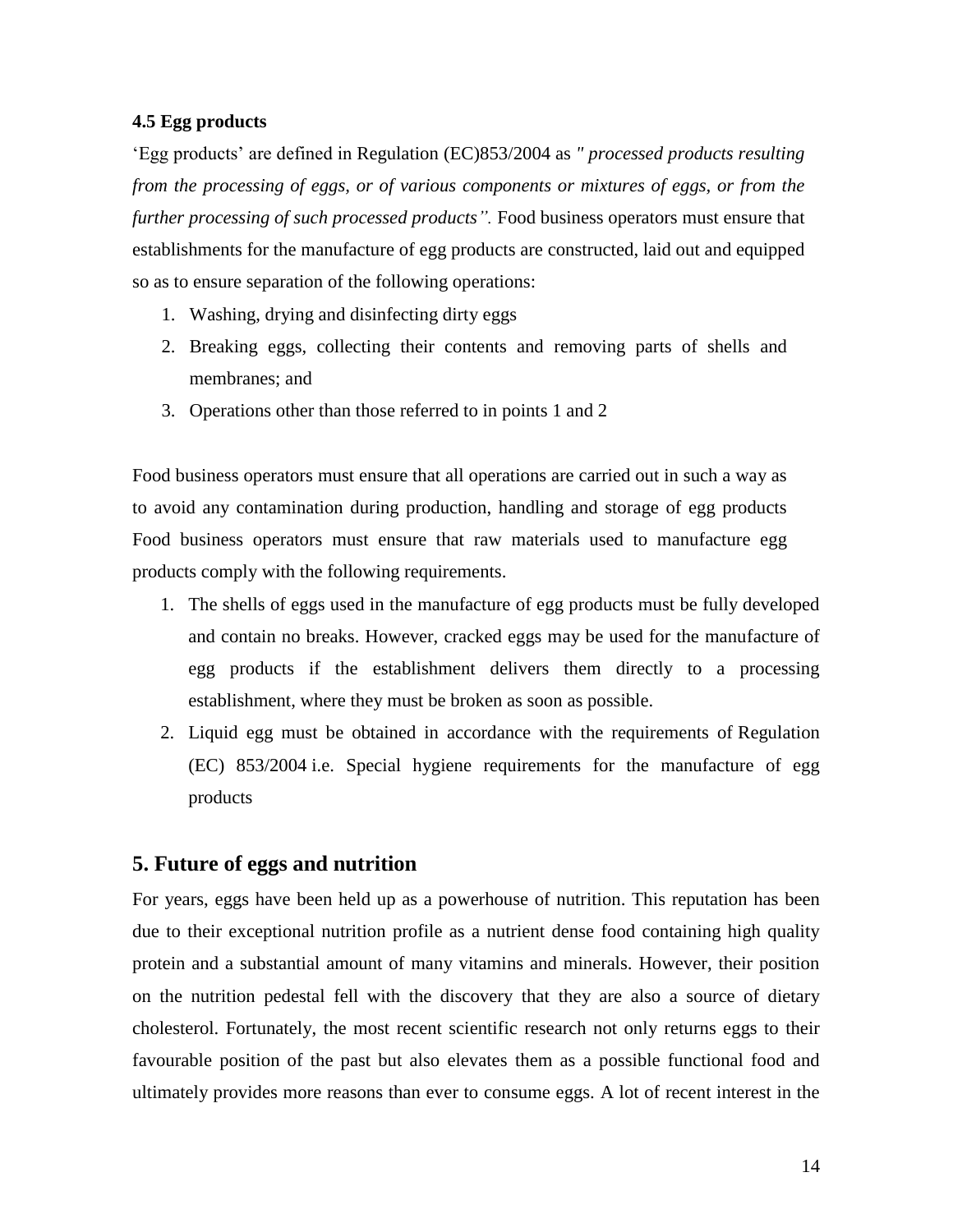### 4.5 Egg products

'Egg products' are defined in Regulation (EC)853/2004 as *" processed products resulting from the processing of eggs, or of various components or mixtures of eggs, or from the further processing of such processed products".* Food business operators must ensure that establishments for the manufacture of egg products are constructed, laid out and equipped so as to ensure separation of the following operations:

1. Washing, drying and disinfecting dirty eggs
2. Breaking eggs, collecting their contents and removing parts of shells and membranes; and
3. Operations other than those referred to in points 1 and 2

Food business operators must ensure that all operations are carried out in such a way as to avoid any contamination during production, handling and storage of egg products Food business operators must ensure that raw materials used to manufacture egg products comply with the following requirements.

1. The shells of eggs used in the manufacture of egg products must be fully developed and contain no breaks. However, cracked eggs may be used for the manufacture of egg products if the establishment delivers them directly to a processing establishment, where they must be broken as soon as possible.
2. Liquid egg must be obtained in accordance with the requirements of Regulation (EC) 853/2004 i.e. Special hygiene requirements for the manufacture of egg products

## 5. Future of eggs and nutrition

For years, eggs have been held up as a powerhouse of nutrition. This reputation has been due to their exceptional nutrition profile as a nutrient dense food containing high quality protein and a substantial amount of many vitamins and minerals. However, their position on the nutrition pedestal fell with the discovery that they are also a source of dietary cholesterol. Fortunately, the most recent scientific research not only returns eggs to their favourable position of the past but also elevates them as a possible functional food and ultimately provides more reasons than ever to consume eggs. A lot of recent interest in the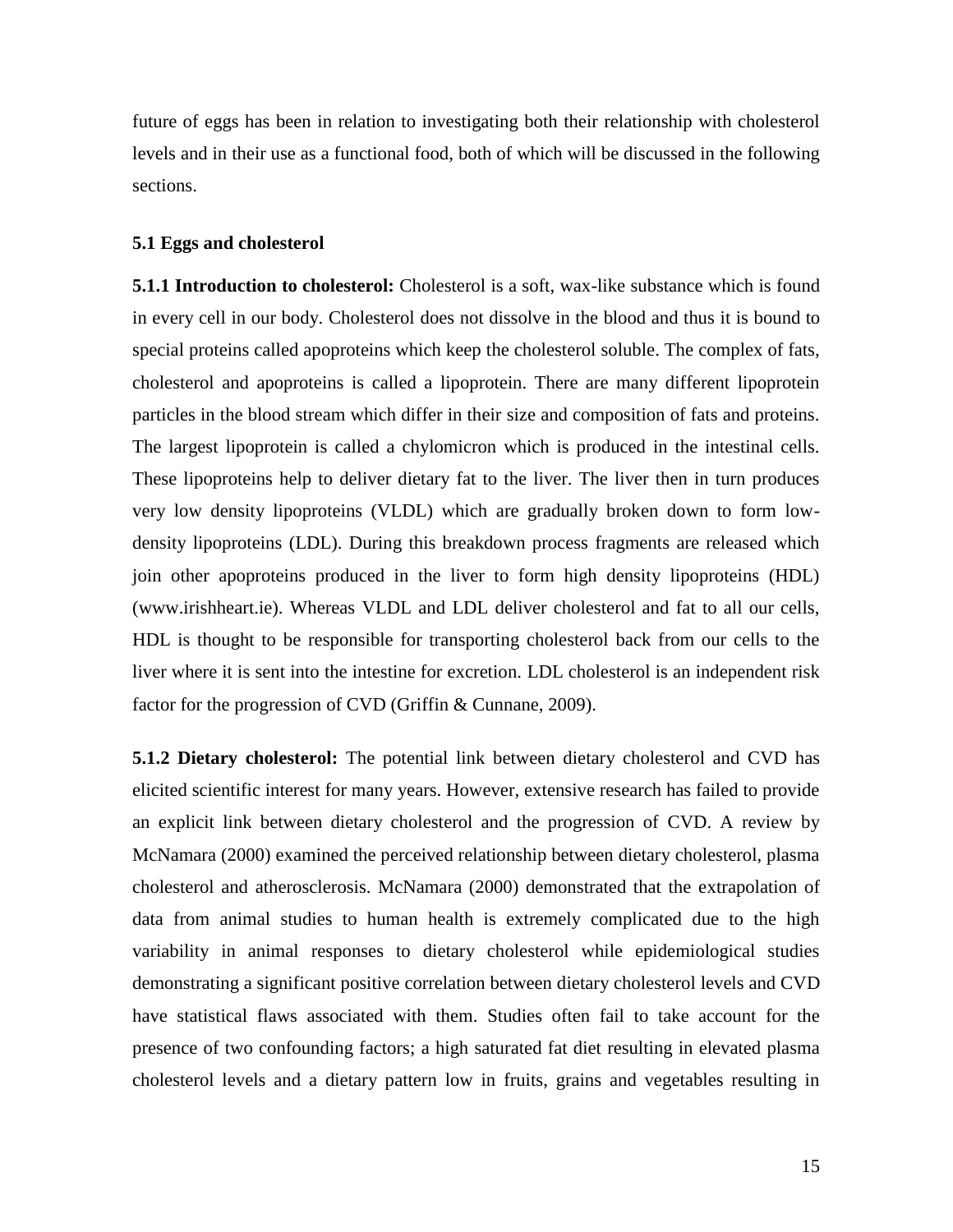future of eggs has been in relation to investigating both their relationship with cholesterol levels and in their use as a functional food, both of which will be discussed in the following sections.

### 5.1 Eggs and cholesterol

**5.1.1 Introduction to cholesterol:** Cholesterol is a soft, wax-like substance which is found in every cell in our body. Cholesterol does not dissolve in the blood and thus it is bound to special proteins called apoproteins which keep the cholesterol soluble. The complex of fats, cholesterol and apoproteins is called a lipoprotein. There are many different lipoprotein particles in the blood stream which differ in their size and composition of fats and proteins. The largest lipoprotein is called a chylomicron which is produced in the intestinal cells. These lipoproteins help to deliver dietary fat to the liver. The liver then in turn produces very low density lipoproteins (VLDL) which are gradually broken down to form low-density lipoproteins (LDL). During this breakdown process fragments are released which join other apoproteins produced in the liver to form high density lipoproteins (HDL) (www.irishheart.ie). Whereas VLDL and LDL deliver cholesterol and fat to all our cells, HDL is thought to be responsible for transporting cholesterol back from our cells to the liver where it is sent into the intestine for excretion. LDL cholesterol is an independent risk factor for the progression of CVD (Griffin & Cunnane, 2009).

**5.1.2 Dietary cholesterol:** The potential link between dietary cholesterol and CVD has elicited scientific interest for many years. However, extensive research has failed to provide an explicit link between dietary cholesterol and the progression of CVD. A review by McNamara (2000) examined the perceived relationship between dietary cholesterol, plasma cholesterol and atherosclerosis. McNamara (2000) demonstrated that the extrapolation of data from animal studies to human health is extremely complicated due to the high variability in animal responses to dietary cholesterol while epidemiological studies demonstrating a significant positive correlation between dietary cholesterol levels and CVD have statistical flaws associated with them. Studies often fail to take account for the presence of two confounding factors; a high saturated fat diet resulting in elevated plasma cholesterol levels and a dietary pattern low in fruits, grains and vegetables resulting in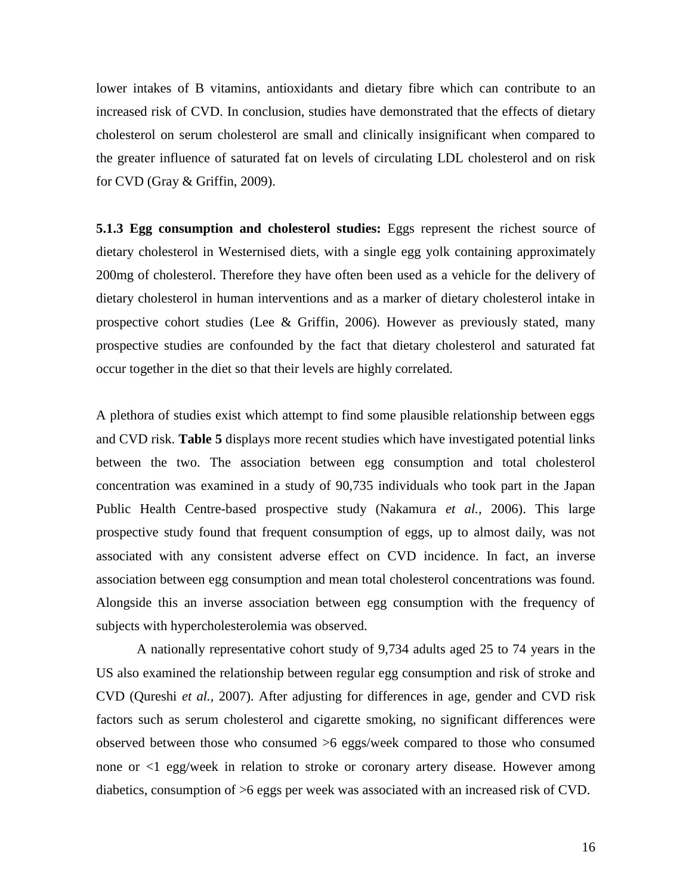lower intakes of B vitamins, antioxidants and dietary fibre which can contribute to an increased risk of CVD. In conclusion, studies have demonstrated that the effects of dietary cholesterol on serum cholesterol are small and clinically insignificant when compared to the greater influence of saturated fat on levels of circulating LDL cholesterol and on risk for CVD (Gray & Griffin, 2009).

**5.1.3 Egg consumption and cholesterol studies:** Eggs represent the richest source of dietary cholesterol in Westernised diets, with a single egg yolk containing approximately 200mg of cholesterol. Therefore they have often been used as a vehicle for the delivery of dietary cholesterol in human interventions and as a marker of dietary cholesterol intake in prospective cohort studies (Lee & Griffin, 2006). However as previously stated, many prospective studies are confounded by the fact that dietary cholesterol and saturated fat occur together in the diet so that their levels are highly correlated.

A plethora of studies exist which attempt to find some plausible relationship between eggs and CVD risk. **Table 5** displays more recent studies which have investigated potential links between the two. The association between egg consumption and total cholesterol concentration was examined in a study of 90,735 individuals who took part in the Japan Public Health Centre-based prospective study (Nakamura *et al.,* 2006). This large prospective study found that frequent consumption of eggs, up to almost daily, was not associated with any consistent adverse effect on CVD incidence. In fact, an inverse association between egg consumption and mean total cholesterol concentrations was found. Alongside this an inverse association between egg consumption with the frequency of subjects with hypercholesterolemia was observed.

A nationally representative cohort study of 9,734 adults aged 25 to 74 years in the US also examined the relationship between regular egg consumption and risk of stroke and CVD (Qureshi *et al.,* 2007). After adjusting for differences in age, gender and CVD risk factors such as serum cholesterol and cigarette smoking, no significant differences were observed between those who consumed >6 eggs/week compared to those who consumed none or <1 egg/week in relation to stroke or coronary artery disease. However among diabetics, consumption of >6 eggs per week was associated with an increased risk of CVD.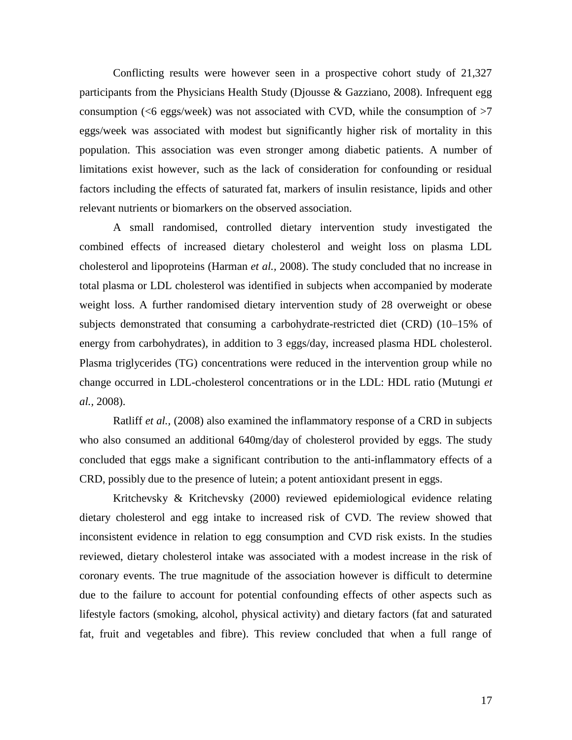Conflicting results were however seen in a prospective cohort study of 21,327 participants from the Physicians Health Study (Djousse & Gazziano, 2008). Infrequent egg consumption (<6 eggs/week) was not associated with CVD, while the consumption of >7 eggs/week was associated with modest but significantly higher risk of mortality in this population. This association was even stronger among diabetic patients. A number of limitations exist however, such as the lack of consideration for confounding or residual factors including the effects of saturated fat, markers of insulin resistance, lipids and other relevant nutrients or biomarkers on the observed association.

A small randomised, controlled dietary intervention study investigated the combined effects of increased dietary cholesterol and weight loss on plasma LDL cholesterol and lipoproteins (Harman *et al.*, 2008). The study concluded that no increase in total plasma or LDL cholesterol was identified in subjects when accompanied by moderate weight loss. A further randomised dietary intervention study of 28 overweight or obese subjects demonstrated that consuming a carbohydrate-restricted diet (CRD) (10–15% of energy from carbohydrates), in addition to 3 eggs/day, increased plasma HDL cholesterol. Plasma triglycerides (TG) concentrations were reduced in the intervention group while no change occurred in LDL-cholesterol concentrations or in the LDL: HDL ratio (Mutungi *et al.*, 2008).

Ratliff *et al.*, (2008) also examined the inflammatory response of a CRD in subjects who also consumed an additional 640mg/day of cholesterol provided by eggs. The study concluded that eggs make a significant contribution to the anti-inflammatory effects of a CRD, possibly due to the presence of lutein; a potent antioxidant present in eggs.

Kritchevsky & Kritchevsky (2000) reviewed epidemiological evidence relating dietary cholesterol and egg intake to increased risk of CVD. The review showed that inconsistent evidence in relation to egg consumption and CVD risk exists. In the studies reviewed, dietary cholesterol intake was associated with a modest increase in the risk of coronary events. The true magnitude of the association however is difficult to determine due to the failure to account for potential confounding effects of other aspects such as lifestyle factors (smoking, alcohol, physical activity) and dietary factors (fat and saturated fat, fruit and vegetables and fibre). This review concluded that when a full range of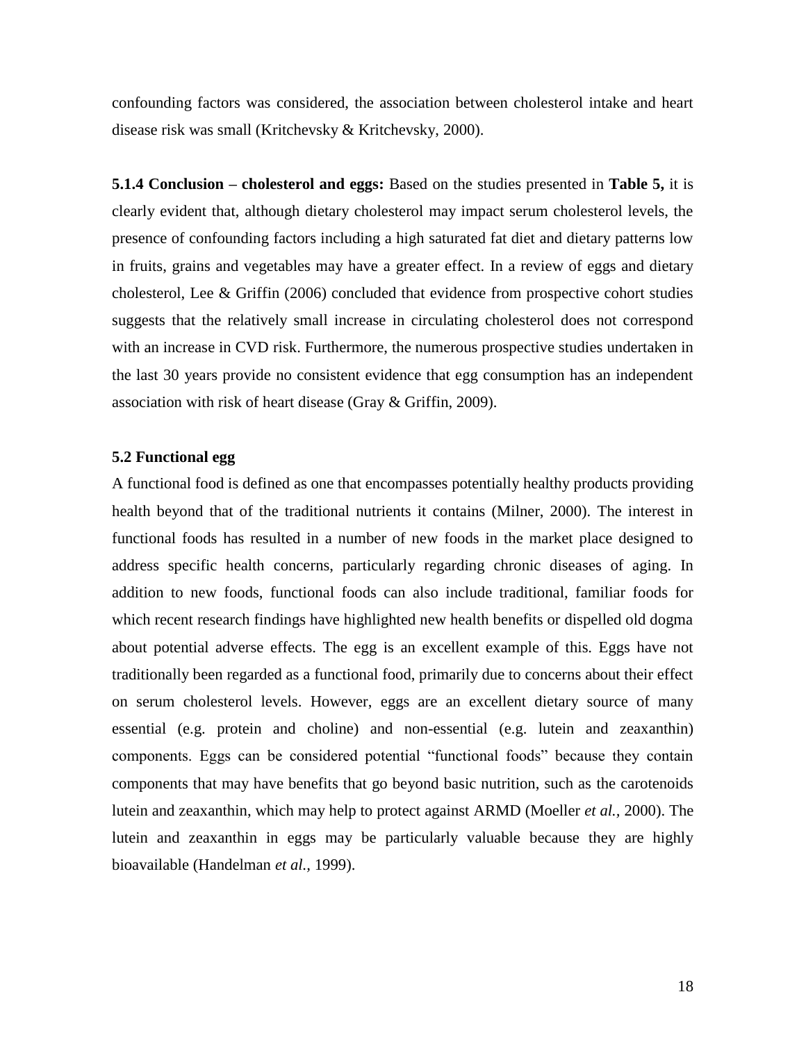confounding factors was considered, the association between cholesterol intake and heart disease risk was small (Kritchevsky & Kritchevsky, 2000).

**5.1.4 Conclusion – cholesterol and eggs:** Based on the studies presented in **Table 5,** it is clearly evident that, although dietary cholesterol may impact serum cholesterol levels, the presence of confounding factors including a high saturated fat diet and dietary patterns low in fruits, grains and vegetables may have a greater effect. In a review of eggs and dietary cholesterol, Lee & Griffin (2006) concluded that evidence from prospective cohort studies suggests that the relatively small increase in circulating cholesterol does not correspond with an increase in CVD risk. Furthermore, the numerous prospective studies undertaken in the last 30 years provide no consistent evidence that egg consumption has an independent association with risk of heart disease (Gray & Griffin, 2009).

### 5.2 Functional egg

A functional food is defined as one that encompasses potentially healthy products providing health beyond that of the traditional nutrients it contains (Milner, 2000). The interest in functional foods has resulted in a number of new foods in the market place designed to address specific health concerns, particularly regarding chronic diseases of aging. In addition to new foods, functional foods can also include traditional, familiar foods for which recent research findings have highlighted new health benefits or dispelled old dogma about potential adverse effects. The egg is an excellent example of this. Eggs have not traditionally been regarded as a functional food, primarily due to concerns about their effect on serum cholesterol levels. However, eggs are an excellent dietary source of many essential (e.g. protein and choline) and non-essential (e.g. lutein and zeaxanthin) components. Eggs can be considered potential "functional foods" because they contain components that may have benefits that go beyond basic nutrition, such as the carotenoids lutein and zeaxanthin, which may help to protect against ARMD (Moeller *et al.*, 2000). The lutein and zeaxanthin in eggs may be particularly valuable because they are highly bioavailable (Handelman *et al.*, 1999).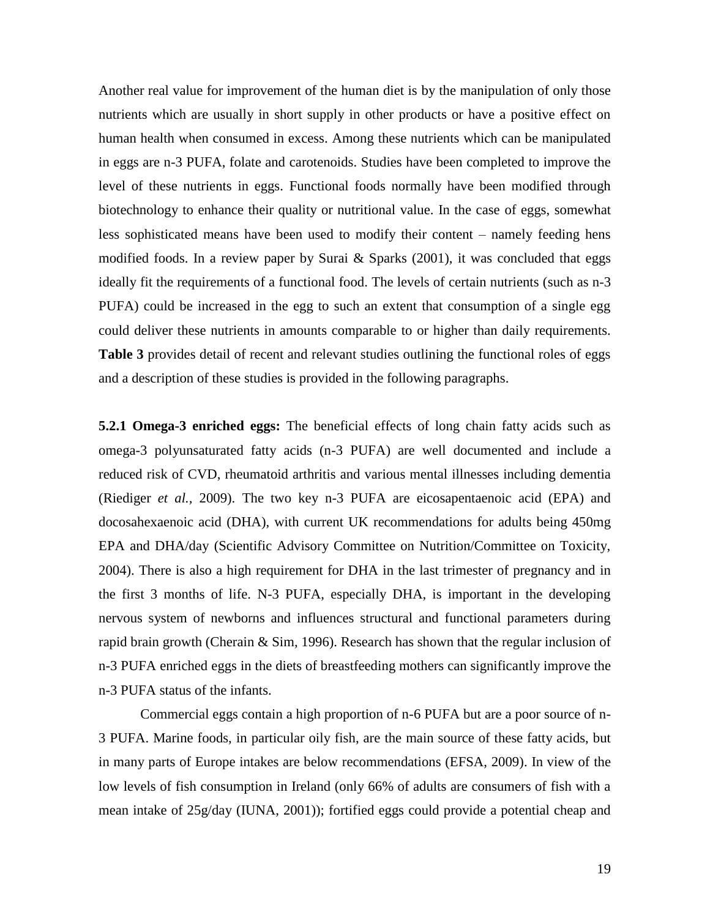Another real value for improvement of the human diet is by the manipulation of only those nutrients which are usually in short supply in other products or have a positive effect on human health when consumed in excess. Among these nutrients which can be manipulated in eggs are n-3 PUFA, folate and carotenoids. Studies have been completed to improve the level of these nutrients in eggs. Functional foods normally have been modified through biotechnology to enhance their quality or nutritional value. In the case of eggs, somewhat less sophisticated means have been used to modify their content – namely feeding hens modified foods. In a review paper by Surai & Sparks (2001), it was concluded that eggs ideally fit the requirements of a functional food. The levels of certain nutrients (such as n-3 PUFA) could be increased in the egg to such an extent that consumption of a single egg could deliver these nutrients in amounts comparable to or higher than daily requirements. **Table 3** provides detail of recent and relevant studies outlining the functional roles of eggs and a description of these studies is provided in the following paragraphs.

**5.2.1 Omega-3 enriched eggs:** The beneficial effects of long chain fatty acids such as omega-3 polyunsaturated fatty acids (n-3 PUFA) are well documented and include a reduced risk of CVD, rheumatoid arthritis and various mental illnesses including dementia (Riediger *et al.,* 2009). The two key n-3 PUFA are eicosapentaenoic acid (EPA) and docosahexaenoic acid (DHA), with current UK recommendations for adults being 450mg EPA and DHA/day (Scientific Advisory Committee on Nutrition/Committee on Toxicity, 2004). There is also a high requirement for DHA in the last trimester of pregnancy and in the first 3 months of life. N-3 PUFA, especially DHA, is important in the developing nervous system of newborns and influences structural and functional parameters during rapid brain growth (Cherain & Sim, 1996). Research has shown that the regular inclusion of n-3 PUFA enriched eggs in the diets of breastfeeding mothers can significantly improve the n-3 PUFA status of the infants.

Commercial eggs contain a high proportion of n-6 PUFA but are a poor source of n-3 PUFA. Marine foods, in particular oily fish, are the main source of these fatty acids, but in many parts of Europe intakes are below recommendations (EFSA, 2009). In view of the low levels of fish consumption in Ireland (only 66% of adults are consumers of fish with a mean intake of 25g/day (IUNA, 2001)); fortified eggs could provide a potential cheap and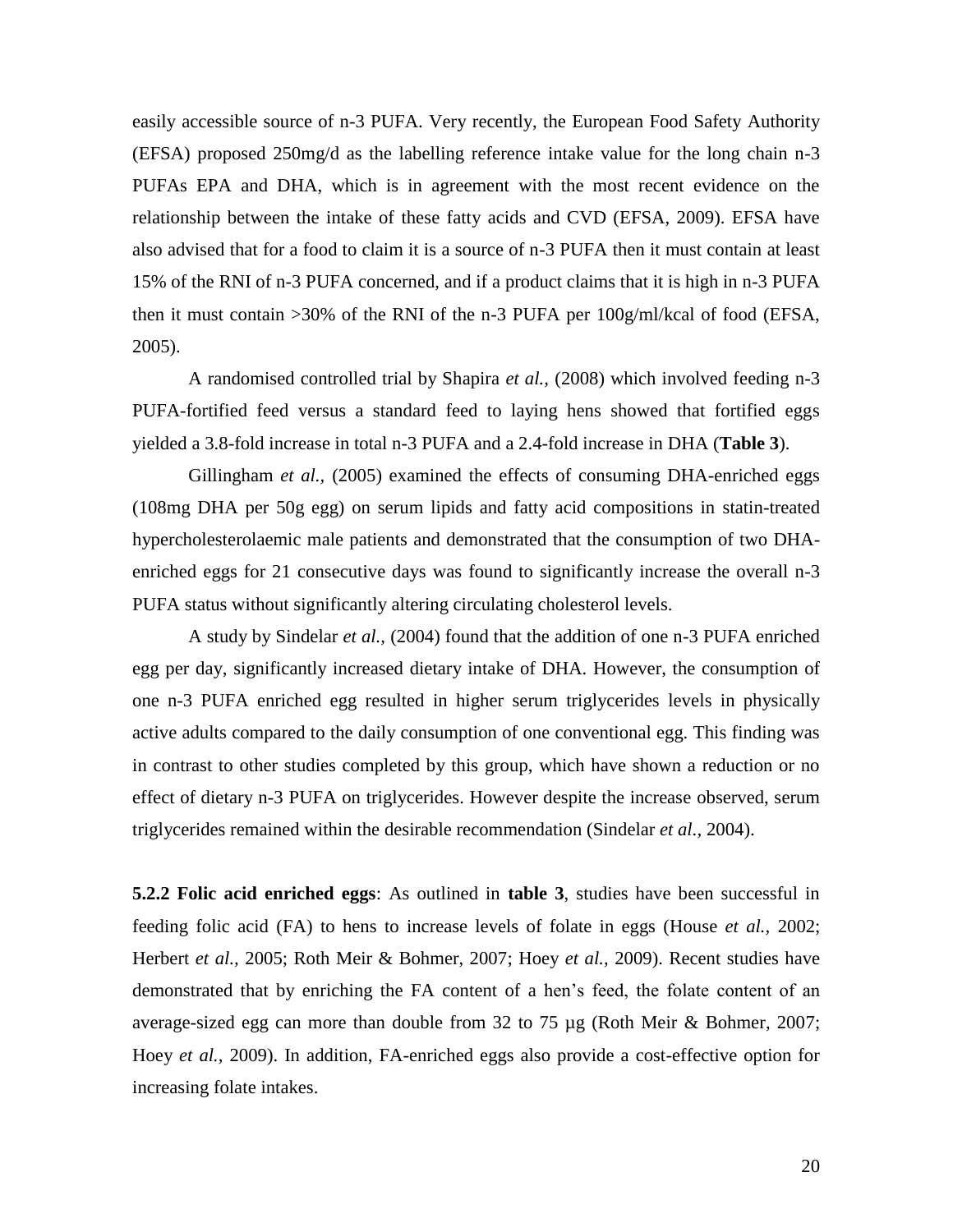easily accessible source of n-3 PUFA. Very recently, the European Food Safety Authority (EFSA) proposed 250mg/d as the labelling reference intake value for the long chain n-3 PUFAs EPA and DHA, which is in agreement with the most recent evidence on the relationship between the intake of these fatty acids and CVD (EFSA, 2009). EFSA have also advised that for a food to claim it is a source of n-3 PUFA then it must contain at least 15% of the RNI of n-3 PUFA concerned, and if a product claims that it is high in n-3 PUFA then it must contain >30% of the RNI of the n-3 PUFA per 100g/ml/kcal of food (EFSA, 2005).

A randomised controlled trial by Shapira *et al.,* (2008) which involved feeding n-3 PUFA-fortified feed versus a standard feed to laying hens showed that fortified eggs yielded a 3.8-fold increase in total n-3 PUFA and a 2.4-fold increase in DHA (**Table 3**).

Gillingham *et al.,* (2005) examined the effects of consuming DHA-enriched eggs (108mg DHA per 50g egg) on serum lipids and fatty acid compositions in statin-treated hypercholesterolaemic male patients and demonstrated that the consumption of two DHA-enriched eggs for 21 consecutive days was found to significantly increase the overall n-3 PUFA status without significantly altering circulating cholesterol levels.

A study by Sindelar *et al.,* (2004) found that the addition of one n-3 PUFA enriched egg per day, significantly increased dietary intake of DHA. However, the consumption of one n-3 PUFA enriched egg resulted in higher serum triglycerides levels in physically active adults compared to the daily consumption of one conventional egg. This finding was in contrast to other studies completed by this group, which have shown a reduction or no effect of dietary n-3 PUFA on triglycerides. However despite the increase observed, serum triglycerides remained within the desirable recommendation (Sindelar *et al.,* 2004).

**5.2.2 Folic acid enriched eggs**: As outlined in **table 3**, studies have been successful in feeding folic acid (FA) to hens to increase levels of folate in eggs (House *et al.,* 2002; Herbert *et al.,* 2005; Roth Meir & Bohmer, 2007; Hoey *et al.,* 2009). Recent studies have demonstrated that by enriching the FA content of a hen's feed, the folate content of an average-sized egg can more than double from 32 to 75 µg (Roth Meir & Bohmer, 2007; Hoey *et al.,* 2009). In addition, FA-enriched eggs also provide a cost-effective option for increasing folate intakes.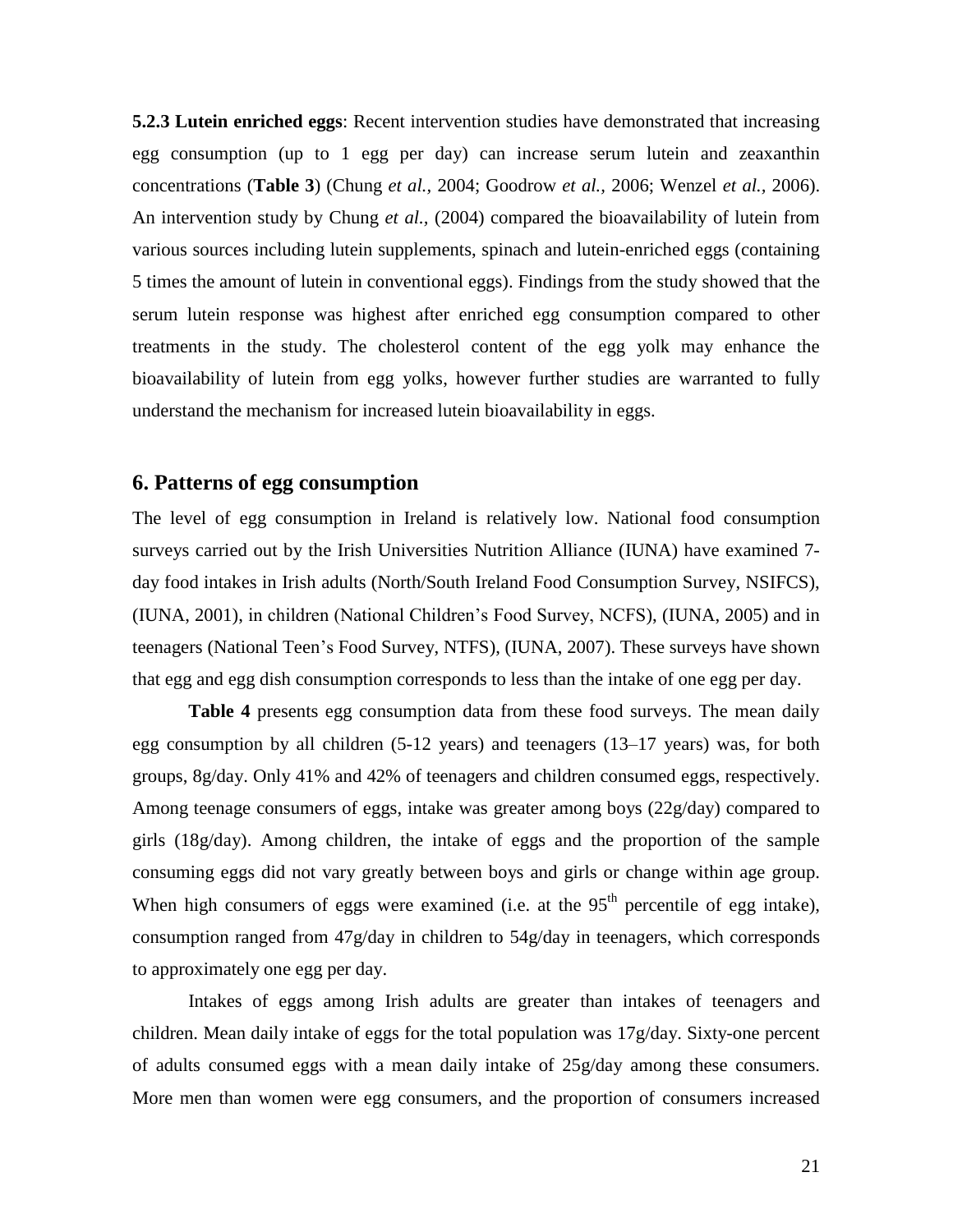**5.2.3 Lutein enriched eggs**: Recent intervention studies have demonstrated that increasing egg consumption (up to 1 egg per day) can increase serum lutein and zeaxanthin concentrations (**Table 3**) (Chung *et al.*, 2004; Goodrow *et al.*, 2006; Wenzel *et al.*, 2006). An intervention study by Chung *et al.*, (2004) compared the bioavailability of lutein from various sources including lutein supplements, spinach and lutein-enriched eggs (containing 5 times the amount of lutein in conventional eggs). Findings from the study showed that the serum lutein response was highest after enriched egg consumption compared to other treatments in the study. The cholesterol content of the egg yolk may enhance the bioavailability of lutein from egg yolks, however further studies are warranted to fully understand the mechanism for increased lutein bioavailability in eggs.

## 6. Patterns of egg consumption

The level of egg consumption in Ireland is relatively low. National food consumption surveys carried out by the Irish Universities Nutrition Alliance (IUNA) have examined 7-day food intakes in Irish adults (North/South Ireland Food Consumption Survey, NSIFCS), (IUNA, 2001), in children (National Children's Food Survey, NCFS), (IUNA, 2005) and in teenagers (National Teen's Food Survey, NTFS), (IUNA, 2007). These surveys have shown that egg and egg dish consumption corresponds to less than the intake of one egg per day.

**Table 4** presents egg consumption data from these food surveys. The mean daily egg consumption by all children (5-12 years) and teenagers (13–17 years) was, for both groups, 8g/day. Only 41% and 42% of teenagers and children consumed eggs, respectively. Among teenage consumers of eggs, intake was greater among boys (22g/day) compared to girls (18g/day). Among children, the intake of eggs and the proportion of the sample consuming eggs did not vary greatly between boys and girls or change within age group. When high consumers of eggs were examined (i.e. at the $95^{th}$ percentile of egg intake), consumption ranged from 47g/day in children to 54g/day in teenagers, which corresponds to approximately one egg per day.

Intakes of eggs among Irish adults are greater than intakes of teenagers and children. Mean daily intake of eggs for the total population was 17g/day. Sixty-one percent of adults consumed eggs with a mean daily intake of 25g/day among these consumers. More men than women were egg consumers, and the proportion of consumers increased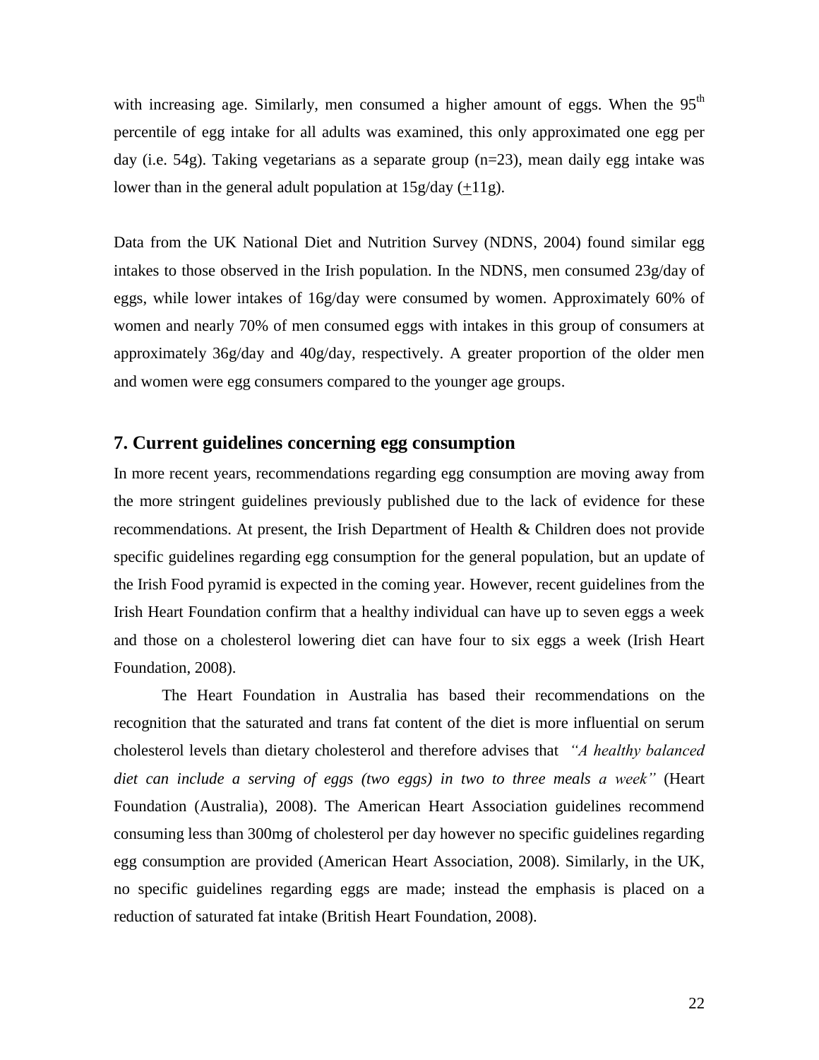with increasing age. Similarly, men consumed a higher amount of eggs. When the 95$^{th}$ percentile of egg intake for all adults was examined, this only approximated one egg per day (i.e. 54g). Taking vegetarians as a separate group (n=23), mean daily egg intake was lower than in the general adult population at 15g/day ($\pm$11g).

Data from the UK National Diet and Nutrition Survey (NDNS, 2004) found similar egg intakes to those observed in the Irish population. In the NDNS, men consumed 23g/day of eggs, while lower intakes of 16g/day were consumed by women. Approximately 60% of women and nearly 70% of men consumed eggs with intakes in this group of consumers at approximately 36g/day and 40g/day, respectively. A greater proportion of the older men and women were egg consumers compared to the younger age groups.

## 7. Current guidelines concerning egg consumption

In more recent years, recommendations regarding egg consumption are moving away from the more stringent guidelines previously published due to the lack of evidence for these recommendations. At present, the Irish Department of Health & Children does not provide specific guidelines regarding egg consumption for the general population, but an update of the Irish Food pyramid is expected in the coming year. However, recent guidelines from the Irish Heart Foundation confirm that a healthy individual can have up to seven eggs a week and those on a cholesterol lowering diet can have four to six eggs a week (Irish Heart Foundation, 2008).

The Heart Foundation in Australia has based their recommendations on the recognition that the saturated and trans fat content of the diet is more influential on serum cholesterol levels than dietary cholesterol and therefore advises that *"A healthy balanced diet can include a serving of eggs (two eggs) in two to three meals a week"* (Heart Foundation (Australia), 2008). The American Heart Association guidelines recommend consuming less than 300mg of cholesterol per day however no specific guidelines regarding egg consumption are provided (American Heart Association, 2008). Similarly, in the UK, no specific guidelines regarding eggs are made; instead the emphasis is placed on a reduction of saturated fat intake (British Heart Foundation, 2008).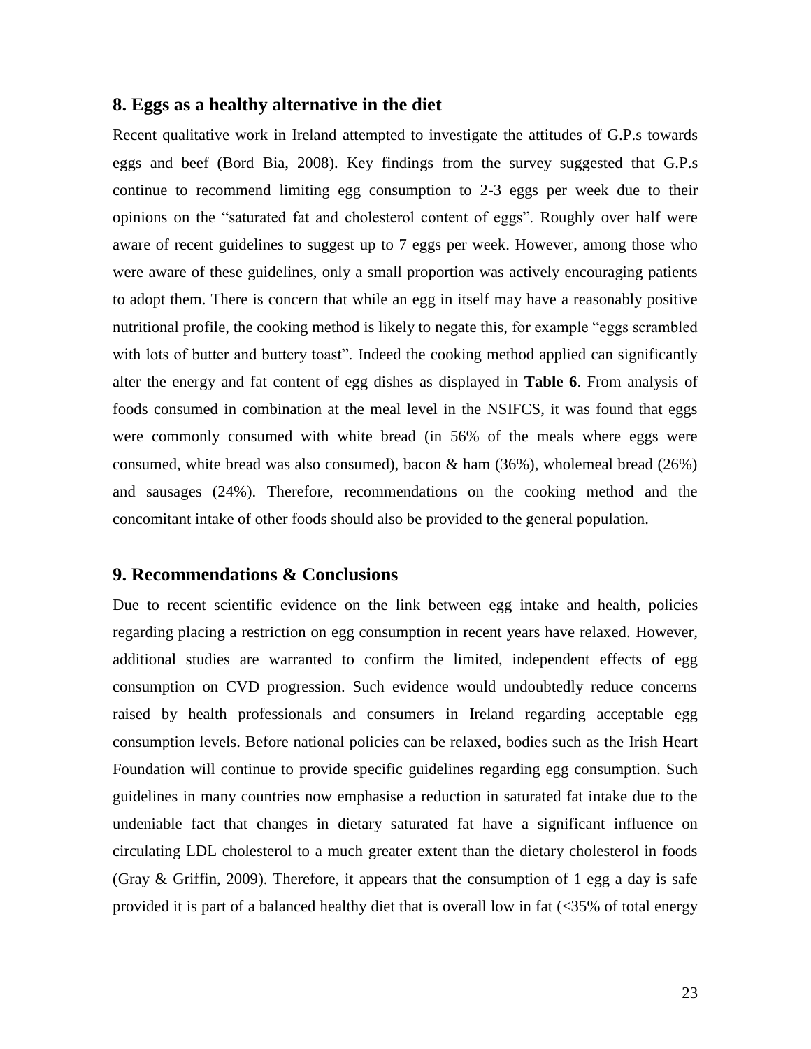## 8. Eggs as a healthy alternative in the diet

Recent qualitative work in Ireland attempted to investigate the attitudes of G.P.s towards eggs and beef (Bord Bia, 2008). Key findings from the survey suggested that G.P.s continue to recommend limiting egg consumption to 2-3 eggs per week due to their opinions on the "saturated fat and cholesterol content of eggs". Roughly over half were aware of recent guidelines to suggest up to 7 eggs per week. However, among those who were aware of these guidelines, only a small proportion was actively encouraging patients to adopt them. There is concern that while an egg in itself may have a reasonably positive nutritional profile, the cooking method is likely to negate this, for example "eggs scrambled with lots of butter and buttery toast". Indeed the cooking method applied can significantly alter the energy and fat content of egg dishes as displayed in **Table 6**. From analysis of foods consumed in combination at the meal level in the NSIFCS, it was found that eggs were commonly consumed with white bread (in 56% of the meals where eggs were consumed, white bread was also consumed), bacon & ham (36%), wholemeal bread (26%) and sausages (24%). Therefore, recommendations on the cooking method and the concomitant intake of other foods should also be provided to the general population.

## 9. Recommendations & Conclusions

Due to recent scientific evidence on the link between egg intake and health, policies regarding placing a restriction on egg consumption in recent years have relaxed. However, additional studies are warranted to confirm the limited, independent effects of egg consumption on CVD progression. Such evidence would undoubtedly reduce concerns raised by health professionals and consumers in Ireland regarding acceptable egg consumption levels. Before national policies can be relaxed, bodies such as the Irish Heart Foundation will continue to provide specific guidelines regarding egg consumption. Such guidelines in many countries now emphasise a reduction in saturated fat intake due to the undeniable fact that changes in dietary saturated fat have a significant influence on circulating LDL cholesterol to a much greater extent than the dietary cholesterol in foods (Gray & Griffin, 2009). Therefore, it appears that the consumption of 1 egg a day is safe provided it is part of a balanced healthy diet that is overall low in fat (<35% of total energy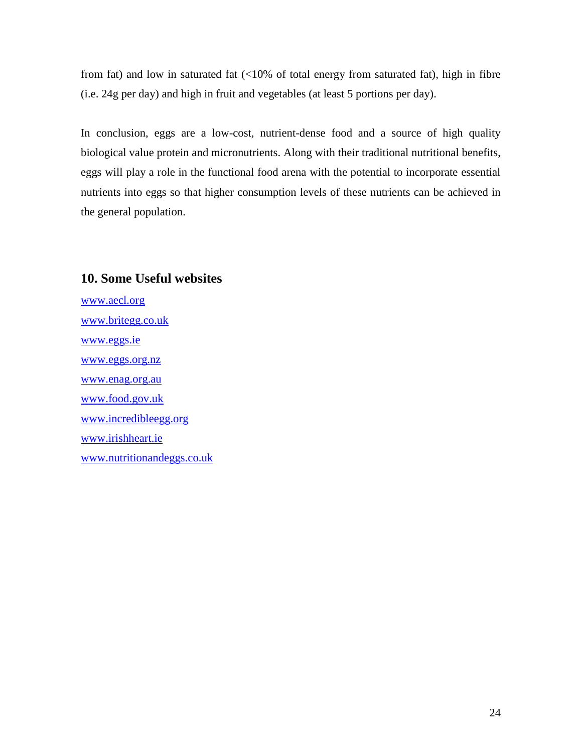from fat) and low in saturated fat (<10% of total energy from saturated fat), high in fibre (i.e. 24g per day) and high in fruit and vegetables (at least 5 portions per day).

In conclusion, eggs are a low-cost, nutrient-dense food and a source of high quality biological value protein and micronutrients. Along with their traditional nutritional benefits, eggs will play a role in the functional food arena with the potential to incorporate essential nutrients into eggs so that higher consumption levels of these nutrients can be achieved in the general population.

## 10. Some Useful websites

www.aecl.org
www.britegg.co.uk
www.eggs.ie
www.eggs.org.nz
www.enag.org.au
www.food.gov.uk
www.incredibleegg.org
www.irishheart.ie
www.nutritionandeggs.co.uk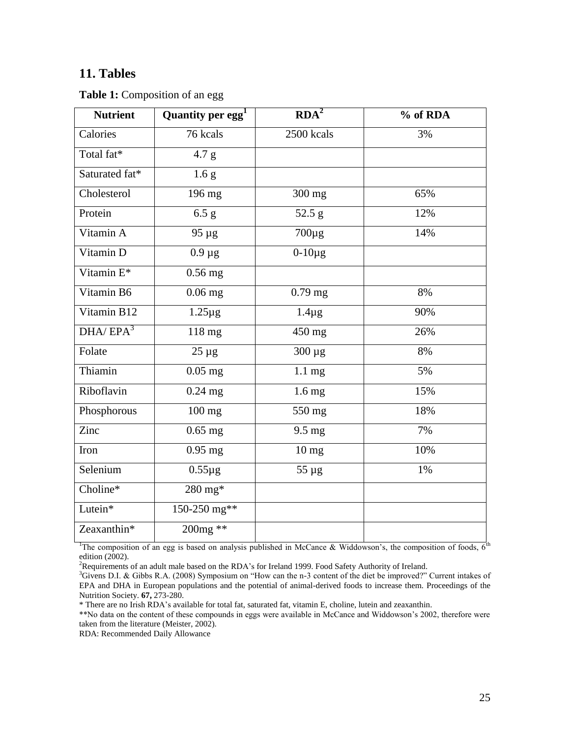## 11. Tables

**Table 1:** Composition of an egg

| Nutrient | Quantity per egg[1] | RDA[2] | % of RDA |
|---|---|---|---|
| Calories | 76 kcals | 2500 kcals | 3% |
| Total fat* | 4.7 g | | |
| Saturated fat* | 1.6 g | | |
| Cholesterol | 196 mg | 300 mg | 65% |
| Protein | 6.5 g | 52.5 g | 12% |
| Vitamin A | 95 µg | 700µg | 14% |
| Vitamin D | 0.9 µg | 0-10µg | |
| Vitamin E* | 0.56 mg | | |
| Vitamin B6 | 0.06 mg | 0.79 mg | 8% |
| Vitamin B12 | 1.25µg | 1.4µg | 90% |
| DHA/ EPA[3] | 118 mg | 450 mg | 26% |
| Folate | 25 µg | 300 µg | 8% |
| Thiamin | 0.05 mg | 1.1 mg | 5% |
| Riboflavin | 0.24 mg | 1.6 mg | 15% |
| Phosphorous | 100 mg | 550 mg | 18% |
| Zinc | 0.65 mg | 9.5 mg | 7% |
| Iron | 0.95 mg | 10 mg | 10% |
| Selenium | 0.55µg | 55 µg | 1% |
| Choline* | 280 mg* | | |
| Lutein* | 150-250 mg** | | |
| Zeaxanthin* | 200mg ** | | |

[1]The composition of an egg is based on analysis published in McCance & Widdowson's, the composition of foods, 6[th] edition (2002).
[2]Requirements of an adult male based on the RDA's for Ireland 1999. Food Safety Authority of Ireland.
[3]Givens D.I. & Gibbs R.A. (2008) Symposium on "How can the n-3 content of the diet be improved?" Current intakes of EPA and DHA in European populations and the potential of animal-derived foods to increase them. Proceedings of the Nutrition Society. **67,** 273-280.
* There are no Irish RDA's available for total fat, saturated fat, vitamin E, choline, lutein and zeaxanthin.
**No data on the content of these compounds in eggs were available in McCance and Widdowson's 2002, therefore were taken from the literature (Meister, 2002).
RDA: Recommended Daily Allowance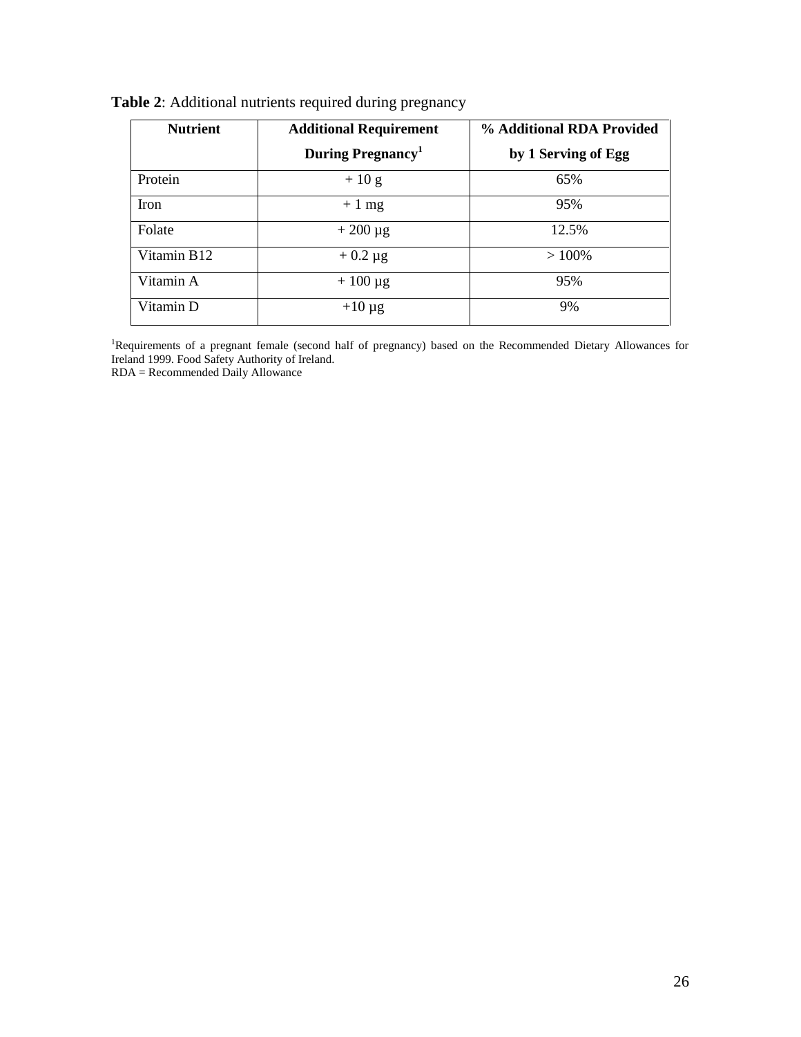**Table 2**: Additional nutrients required during pregnancy

| Nutrient | Additional Requirement During Pregnancy[1] | % Additional RDA Provided by 1 Serving of Egg |
|---|---|---|
| Protein | + 10 g | 65% |
| Iron | + 1 mg | 95% |
| Folate | + 200 µg | 12.5% |
| Vitamin B12 | + 0.2 µg | > 100% |
| Vitamin A | + 100 µg | 95% |
| Vitamin D | +10 µg | 9% |

[1]Requirements of a pregnant female (second half of pregnancy) based on the Recommended Dietary Allowances for Ireland 1999. Food Safety Authority of Ireland.
RDA = Recommended Daily Allowance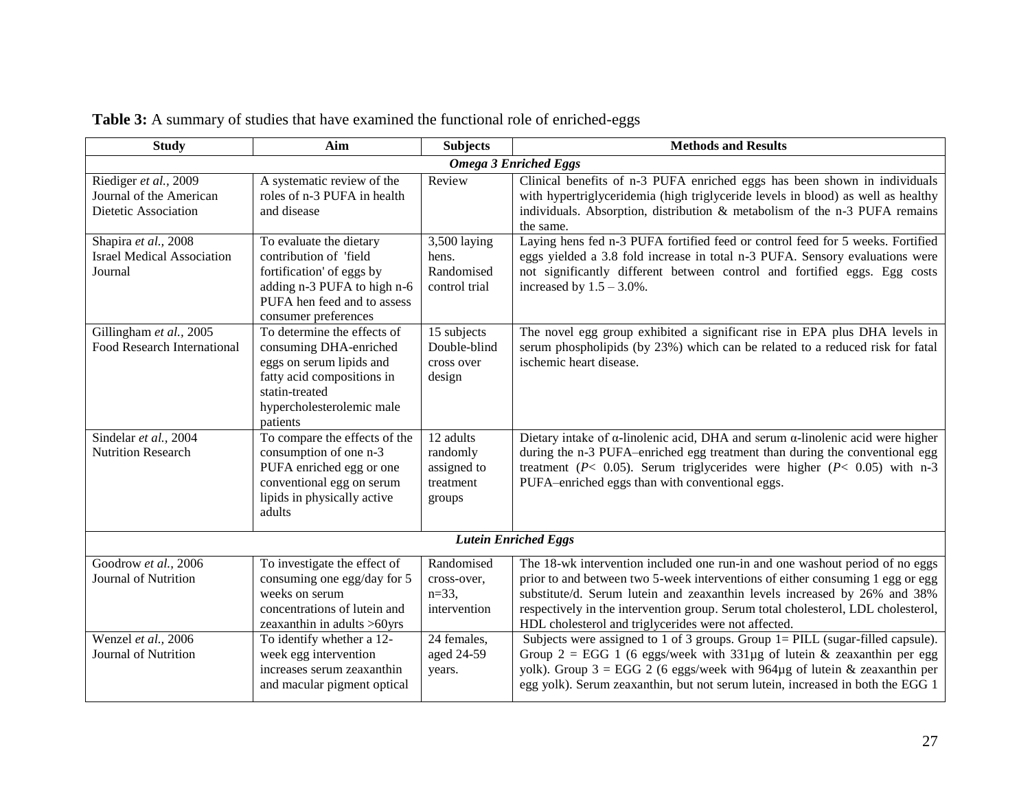**Table 3:** A summary of studies that have examined the functional role of enriched-eggs

| Study | Aim | Subjects | Methods and Results |
|---|---|---|---|
| ***Omega 3 Enriched Eggs*** | | | |
| Riediger *et al.*, 2009 Journal of the American Dietetic Association | A systematic review of the roles of n-3 PUFA in health and disease | Review | Clinical benefits of n-3 PUFA enriched eggs has been shown in individuals with hypertriglyceridemia (high triglyceride levels in blood) as well as healthy individuals. Absorption, distribution & metabolism of the n-3 PUFA remains the same. |
| Shapira *et al.*, 2008 Israel Medical Association Journal | To evaluate the dietary contribution of 'field fortification' of eggs by adding n-3 PUFA to high n-6 PUFA hen feed and to assess consumer preferences | 3,500 laying hens. Randomised control trial | Laying hens fed n-3 PUFA fortified feed or control feed for 5 weeks. Fortified eggs yielded a 3.8 fold increase in total n-3 PUFA. Sensory evaluations were not significantly different between control and fortified eggs. Egg costs increased by 1.5 – 3.0%. |
| Gillingham *et al.*, 2005 Food Research International | To determine the effects of consuming DHA-enriched eggs on serum lipids and fatty acid compositions in statin-treated hypercholesterolemic male patients | 15 subjects Double-blind cross over design | The novel egg group exhibited a significant rise in EPA plus DHA levels in serum phospholipids (by 23%) which can be related to a reduced risk for fatal ischemic heart disease. |
| Sindelar *et al.*, 2004 Nutrition Research | To compare the effects of the consumption of one n-3 PUFA enriched egg or one conventional egg on serum lipids in physically active adults | 12 adults randomly assigned to treatment groups | Dietary intake of α-linolenic acid, DHA and serum α-linolenic acid were higher during the n-3 PUFA–enriched egg treatment than during the conventional egg treatment ($P < 0.05$). Serum triglycerides were higher ($P < 0.05$) with n-3 PUFA–enriched eggs than with conventional eggs. |
| ***Lutein Enriched Eggs*** | | | |
| Goodrow *et al.*, 2006 Journal of Nutrition | To investigate the effect of consuming one egg/day for 5 weeks on serum concentrations of lutein and zeaxanthin in adults >60yrs | Randomised cross-over, n=33, intervention | The 18-wk intervention included one run-in and one washout period of no eggs prior to and between two 5-week interventions of either consuming 1 egg or egg substitute/d. Serum lutein and zeaxanthin levels increased by 26% and 38% respectively in the intervention group. Serum total cholesterol, LDL cholesterol, HDL cholesterol and triglycerides were not affected. |
| Wenzel *et al.*, 2006 Journal of Nutrition | To identify whether a 12-week egg intervention increases serum zeaxanthin and macular pigment optical | 24 females, aged 24-59 years. | Subjects were assigned to 1 of 3 groups. Group 1= PILL (sugar-filled capsule). Group 2 = EGG 1 (6 eggs/week with 331µg of lutein & zeaxanthin per egg yolk). Group 3 = EGG 2 (6 eggs/week with 964µg of lutein & zeaxanthin per egg yolk). Serum zeaxanthin, but not serum lutein, increased in both the EGG 1 |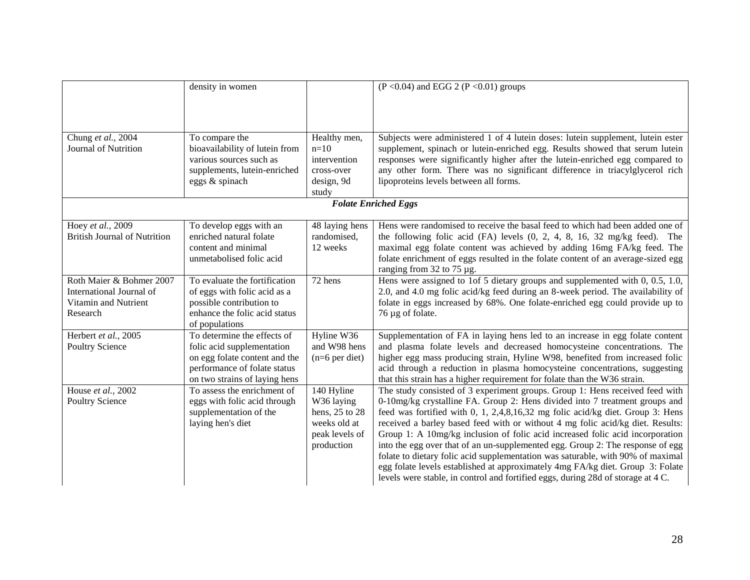| | | | |
|---|---|---|---|
| | density in women | | (P <0.04) and EGG 2 (P <0.01) groups |
| Chung *et al.*, 2004 Journal of Nutrition | To compare the bioavailability of lutein from various sources such as supplements, lutein-enriched eggs & spinach | Healthy men, n=10 intervention cross-over design, 9d study | Subjects were administered 1 of 4 lutein doses: lutein supplement, lutein ester supplement, spinach or lutein-enriched egg. Results showed that serum lutein responses were significantly higher after the lutein-enriched egg compared to any other form. There was no significant difference in triacylglycerol rich lipoproteins levels between all forms. |
| | | ***Folate Enriched Eggs*** | |
| Hoey *et al.*, 2009 British Journal of Nutrition | To develop eggs with an enriched natural folate content and minimal unmetabolised folic acid | 48 laying hens randomised, 12 weeks | Hens were randomised to receive the basal feed to which had been added one of the following folic acid (FA) levels (0, 2, 4, 8, 16, 32 mg/kg feed). The maximal egg folate content was achieved by adding 16mg FA/kg feed. The folate enrichment of eggs resulted in the folate content of an average-sized egg ranging from 32 to 75 µg. |
| Roth Maier & Bohmer 2007 International Journal of Vitamin and Nutrient Research | To evaluate the fortification of eggs with folic acid as a possible contribution to enhance the folic acid status of populations | 72 hens | Hens were assigned to 1of 5 dietary groups and supplemented with 0, 0.5, 1.0, 2.0, and 4.0 mg folic acid/kg feed during an 8-week period. The availability of folate in eggs increased by 68%. One folate-enriched egg could provide up to 76 µg of folate. |
| Herbert *et al.*, 2005 Poultry Science | To determine the effects of folic acid supplementation on egg folate content and the performance of folate status on two strains of laying hens | Hyline W36 and W98 hens (n=6 per diet) | Supplementation of FA in laying hens led to an increase in egg folate content and plasma folate levels and decreased homocysteine concentrations. The higher egg mass producing strain, Hyline W98, benefited from increased folic acid through a reduction in plasma homocysteine concentrations, suggesting that this strain has a higher requirement for folate than the W36 strain. |
| House *et al.*, 2002 Poultry Science | To assess the enrichment of eggs with folic acid through supplementation of the laying hen's diet | 140 Hyline W36 laying hens, 25 to 28 weeks old at peak levels of production | The study consisted of 3 experiment groups. Group 1: Hens received feed with 0-10mg/kg crystalline FA. Group 2: Hens divided into 7 treatment groups and feed was fortified with 0, 1, 2,4,8,16,32 mg folic acid/kg diet. Group 3: Hens received a barley based feed with or without 4 mg folic acid/kg diet. Results: Group 1: A 10mg/kg inclusion of folic acid increased folic acid incorporation into the egg over that of an un-supplemented egg. Group 2: The response of egg folate to dietary folic acid supplementation was saturable, with 90% of maximal egg folate levels established at approximately 4mg FA/kg diet. Group 3: Folate levels were stable, in control and fortified eggs, during 28d of storage at 4 C. |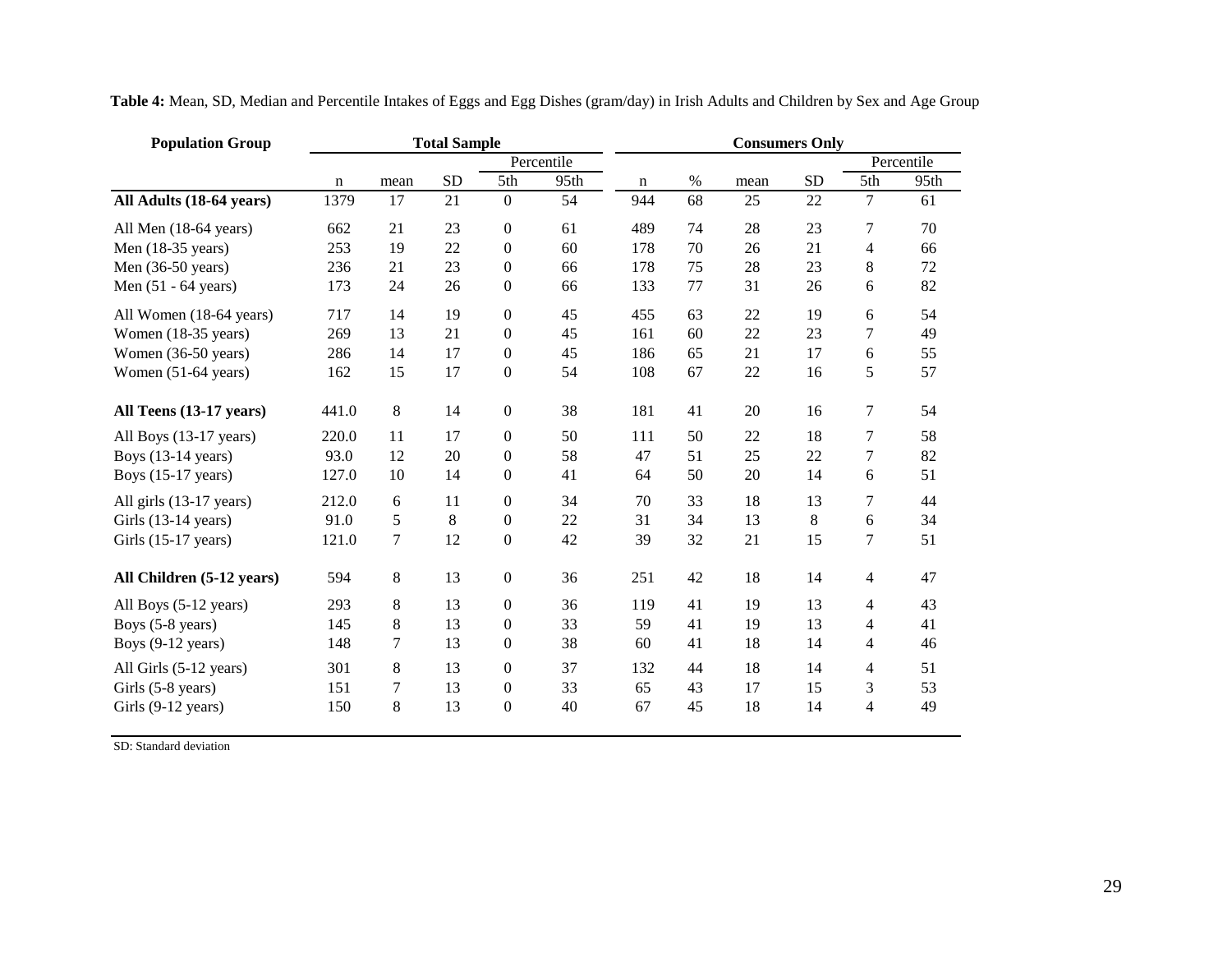**Table 4:** Mean, SD, Median and Percentile Intakes of Eggs and Egg Dishes (gram/day) in Irish Adults and Children by Sex and Age Group

| Population Group | Total Sample | | | | | Consumers Only | | | | | |
|---|---|---|---|---|---|---|---|---|---|---|---|
| | | | | Percentile | | | | | | Percentile | |
| | n | mean | SD | 5th | 95th | n | % | mean | SD | 5th | 95th |
| **All Adults (18-64 years)** | 1379 | 17 | 21 | 0 | 54 | 944 | 68 | 25 | 22 | 7 | 61 |
| All Men (18-64 years) | 662 | 21 | 23 | 0 | 61 | 489 | 74 | 28 | 23 | 7 | 70 |
| Men (18-35 years) | 253 | 19 | 22 | 0 | 60 | 178 | 70 | 26 | 21 | 4 | 66 |
| Men (36-50 years) | 236 | 21 | 23 | 0 | 66 | 178 | 75 | 28 | 23 | 8 | 72 |
| Men (51 - 64 years) | 173 | 24 | 26 | 0 | 66 | 133 | 77 | 31 | 26 | 6 | 82 |
| All Women (18-64 years) | 717 | 14 | 19 | 0 | 45 | 455 | 63 | 22 | 19 | 6 | 54 |
| Women (18-35 years) | 269 | 13 | 21 | 0 | 45 | 161 | 60 | 22 | 23 | 7 | 49 |
| Women (36-50 years) | 286 | 14 | 17 | 0 | 45 | 186 | 65 | 21 | 17 | 6 | 55 |
| Women (51-64 years) | 162 | 15 | 17 | 0 | 54 | 108 | 67 | 22 | 16 | 5 | 57 |
| **All Teens (13-17 years)** | 441.0 | 8 | 14 | 0 | 38 | 181 | 41 | 20 | 16 | 7 | 54 |
| All Boys (13-17 years) | 220.0 | 11 | 17 | 0 | 50 | 111 | 50 | 22 | 18 | 7 | 58 |
| Boys (13-14 years) | 93.0 | 12 | 20 | 0 | 58 | 47 | 51 | 25 | 22 | 7 | 82 |
| Boys (15-17 years) | 127.0 | 10 | 14 | 0 | 41 | 64 | 50 | 20 | 14 | 6 | 51 |
| All girls (13-17 years) | 212.0 | 6 | 11 | 0 | 34 | 70 | 33 | 18 | 13 | 7 | 44 |
| Girls (13-14 years) | 91.0 | 5 | 8 | 0 | 22 | 31 | 34 | 13 | 8 | 6 | 34 |
| Girls (15-17 years) | 121.0 | 7 | 12 | 0 | 42 | 39 | 32 | 21 | 15 | 7 | 51 |
| **All Children (5-12 years)** | 594 | 8 | 13 | 0 | 36 | 251 | 42 | 18 | 14 | 4 | 47 |
| All Boys (5-12 years) | 293 | 8 | 13 | 0 | 36 | 119 | 41 | 19 | 13 | 4 | 43 |
| Boys (5-8 years) | 145 | 8 | 13 | 0 | 33 | 59 | 41 | 19 | 13 | 4 | 41 |
| Boys (9-12 years) | 148 | 7 | 13 | 0 | 38 | 60 | 41 | 18 | 14 | 4 | 46 |
| All Girls (5-12 years) | 301 | 8 | 13 | 0 | 37 | 132 | 44 | 18 | 14 | 4 | 51 |
| Girls (5-8 years) | 151 | 7 | 13 | 0 | 33 | 65 | 43 | 17 | 15 | 3 | 53 |
| Girls (9-12 years) | 150 | 8 | 13 | 0 | 40 | 67 | 45 | 18 | 14 | 4 | 49 |

SD: Standard deviation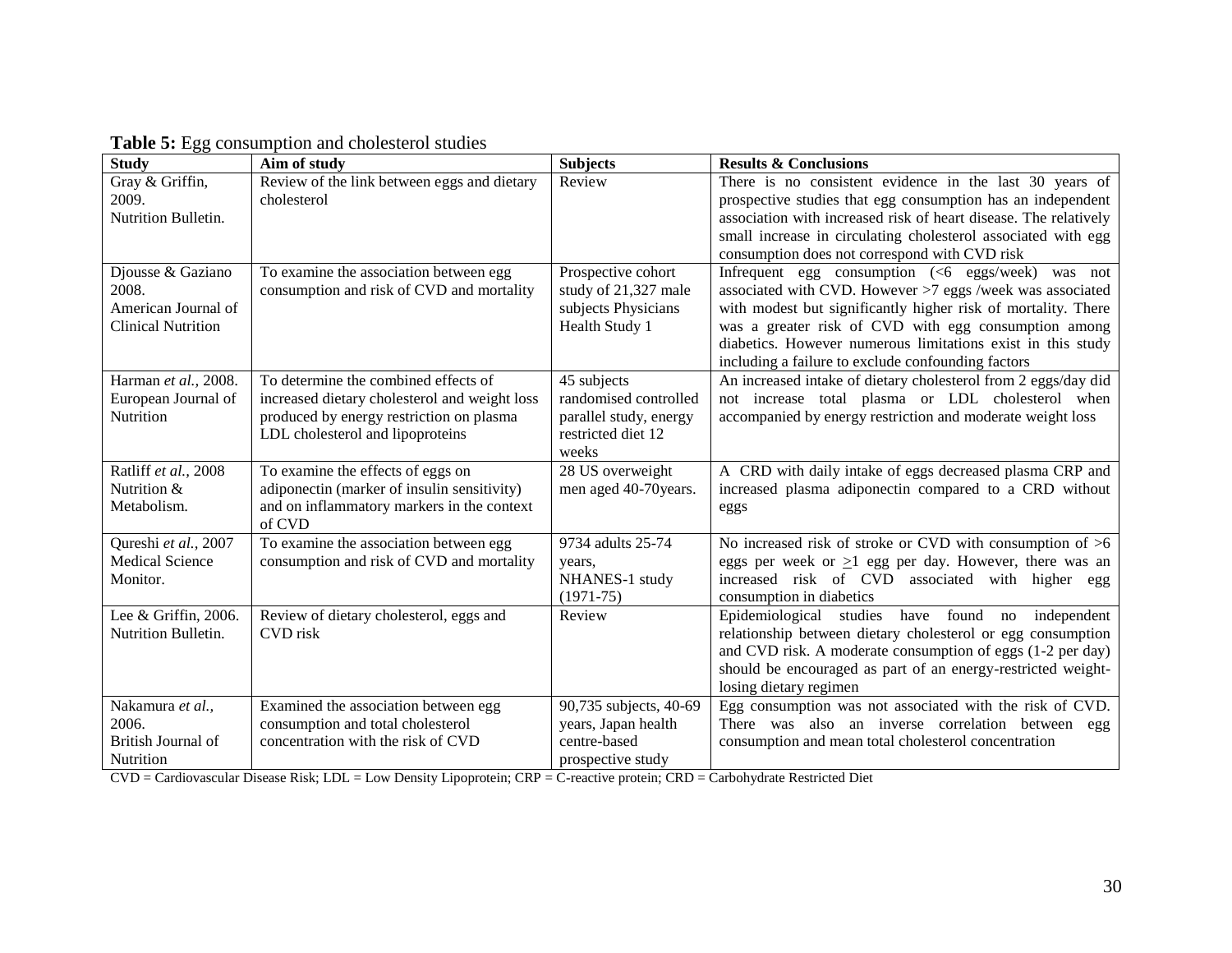**Table 5:** Egg consumption and cholesterol studies

| Study | Aim of study | Subjects | Results & Conclusions |
|---|---|---|---|
| Gray & Griffin, 2009. Nutrition Bulletin. | Review of the link between eggs and dietary cholesterol | Review | There is no consistent evidence in the last 30 years of prospective studies that egg consumption has an independent association with increased risk of heart disease. The relatively small increase in circulating cholesterol associated with egg consumption does not correspond with CVD risk |
| Djousse & Gaziano 2008. American Journal of Clinical Nutrition | To examine the association between egg consumption and risk of CVD and mortality | Prospective cohort study of 21,327 male subjects Physicians Health Study 1 | Infrequent egg consumption (<6 eggs/week) was not associated with CVD. However >7 eggs /week was associated with modest but significantly higher risk of mortality. There was a greater risk of CVD with egg consumption among diabetics. However numerous limitations exist in this study including a failure to exclude confounding factors |
| Harman *et al.,* 2008. European Journal of Nutrition | To determine the combined effects of increased dietary cholesterol and weight loss produced by energy restriction on plasma LDL cholesterol and lipoproteins | 45 subjects randomised controlled parallel study, energy restricted diet 12 weeks | An increased intake of dietary cholesterol from 2 eggs/day did not increase total plasma or LDL cholesterol when accompanied by energy restriction and moderate weight loss |
| Ratliff *et al.,* 2008 Nutrition & Metabolism. | To examine the effects of eggs on adiponectin (marker of insulin sensitivity) and on inflammatory markers in the context of CVD | 28 US overweight men aged 40-70years. | A CRD with daily intake of eggs decreased plasma CRP and increased plasma adiponectin compared to a CRD without eggs |
| Qureshi *et al.,* 2007 Medical Science Monitor. | To examine the association between egg consumption and risk of CVD and mortality | 9734 adults 25-74 years, NHANES-1 study (1971-75) | No increased risk of stroke or CVD with consumption of >6 eggs per week or $\geq$1 egg per day. However, there was an increased risk of CVD associated with higher egg consumption in diabetics |
| Lee & Griffin, 2006. Nutrition Bulletin. | Review of dietary cholesterol, eggs and CVD risk | Review | Epidemiological studies have found no independent relationship between dietary cholesterol or egg consumption and CVD risk. A moderate consumption of eggs (1-2 per day) should be encouraged as part of an energy-restricted weight-losing dietary regimen |
| Nakamura *et al.,* 2006. British Journal of Nutrition | Examined the association between egg consumption and total cholesterol concentration with the risk of CVD | 90,735 subjects, 40-69 years, Japan health centre-based prospective study | Egg consumption was not associated with the risk of CVD. There was also an inverse correlation between egg consumption and mean total cholesterol concentration |

CVD = Cardiovascular Disease Risk; LDL = Low Density Lipoprotein; CRP = C-reactive protein; CRD = Carbohydrate Restricted Diet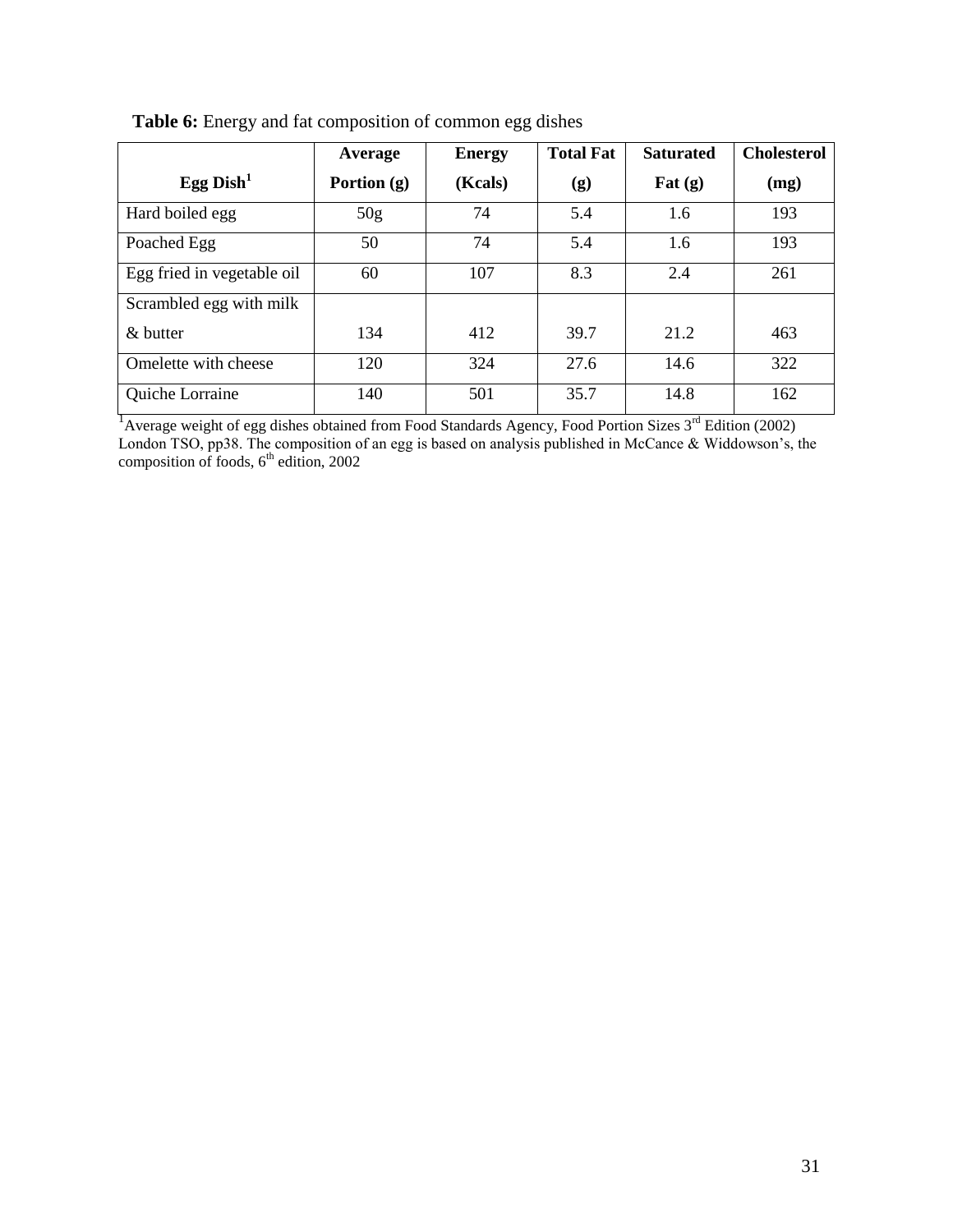**Table 6:** Energy and fat composition of common egg dishes

| Egg Dish[1] | Average Portion (g) | Energy (Kcals) | Total Fat (g) | Saturated Fat (g) | Cholesterol (mg) |
|---|---|---|---|---|---|
| Hard boiled egg | 50g | 74 | 5.4 | 1.6 | 193 |
| Poached Egg | 50 | 74 | 5.4 | 1.6 | 193 |
| Egg fried in vegetable oil | 60 | 107 | 8.3 | 2.4 | 261 |
| Scrambled egg with milk & butter | 134 | 412 | 39.7 | 21.2 | 463 |
| Omelette with cheese | 120 | 324 | 27.6 | 14.6 | 322 |
| Quiche Lorraine | 140 | 501 | 35.7 | 14.8 | 162 |

[1]Average weight of egg dishes obtained from Food Standards Agency, Food Portion Sizes 3rd Edition (2002) London TSO, pp38. The composition of an egg is based on analysis published in McCance & Widdowson's, the composition of foods, 6th edition, 2002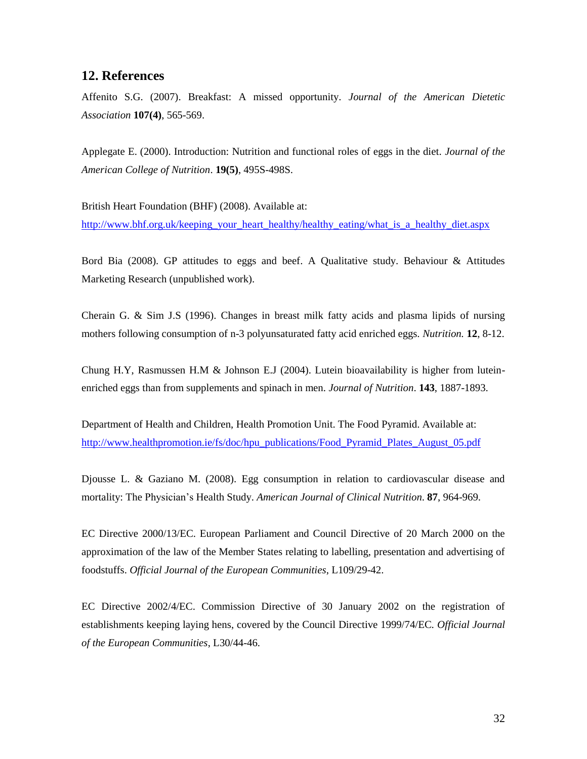## 12. References

Affenito S.G. (2007). Breakfast: A missed opportunity. *Journal of the American Dietetic Association* **107(4)**, 565-569.

Applegate E. (2000). Introduction: Nutrition and functional roles of eggs in the diet. *Journal of the American College of Nutrition*. **19(5)**, 495S-498S.

British Heart Foundation (BHF) (2008). Available at: http://www.bhf.org.uk/keeping_your_heart_healthy/healthy_eating/what_is_a_healthy_diet.aspx

Bord Bia (2008). GP attitudes to eggs and beef. A Qualitative study. Behaviour & Attitudes Marketing Research (unpublished work).

Cherain G. & Sim J.S (1996). Changes in breast milk fatty acids and plasma lipids of nursing mothers following consumption of n-3 polyunsaturated fatty acid enriched eggs. *Nutrition.* **12**, 8-12.

Chung H.Y, Rasmussen H.M & Johnson E.J (2004). Lutein bioavailability is higher from lutein-enriched eggs than from supplements and spinach in men. *Journal of Nutrition*. **143**, 1887-1893.

Department of Health and Children, Health Promotion Unit. The Food Pyramid. Available at: http://www.healthpromotion.ie/fs/doc/hpu_publications/Food_Pyramid_Plates_August_05.pdf

Djousse L. & Gaziano M. (2008). Egg consumption in relation to cardiovascular disease and mortality: The Physician's Health Study. *American Journal of Clinical Nutrition.* **87**, 964-969.

EC Directive 2000/13/EC. European Parliament and Council Directive of 20 March 2000 on the approximation of the law of the Member States relating to labelling, presentation and advertising of foodstuffs. *Official Journal of the European Communities*, L109/29-42.

EC Directive 2002/4/EC. Commission Directive of 30 January 2002 on the registration of establishments keeping laying hens, covered by the Council Directive 1999/74/EC. *Official Journal of the European Communities*, L30/44-46.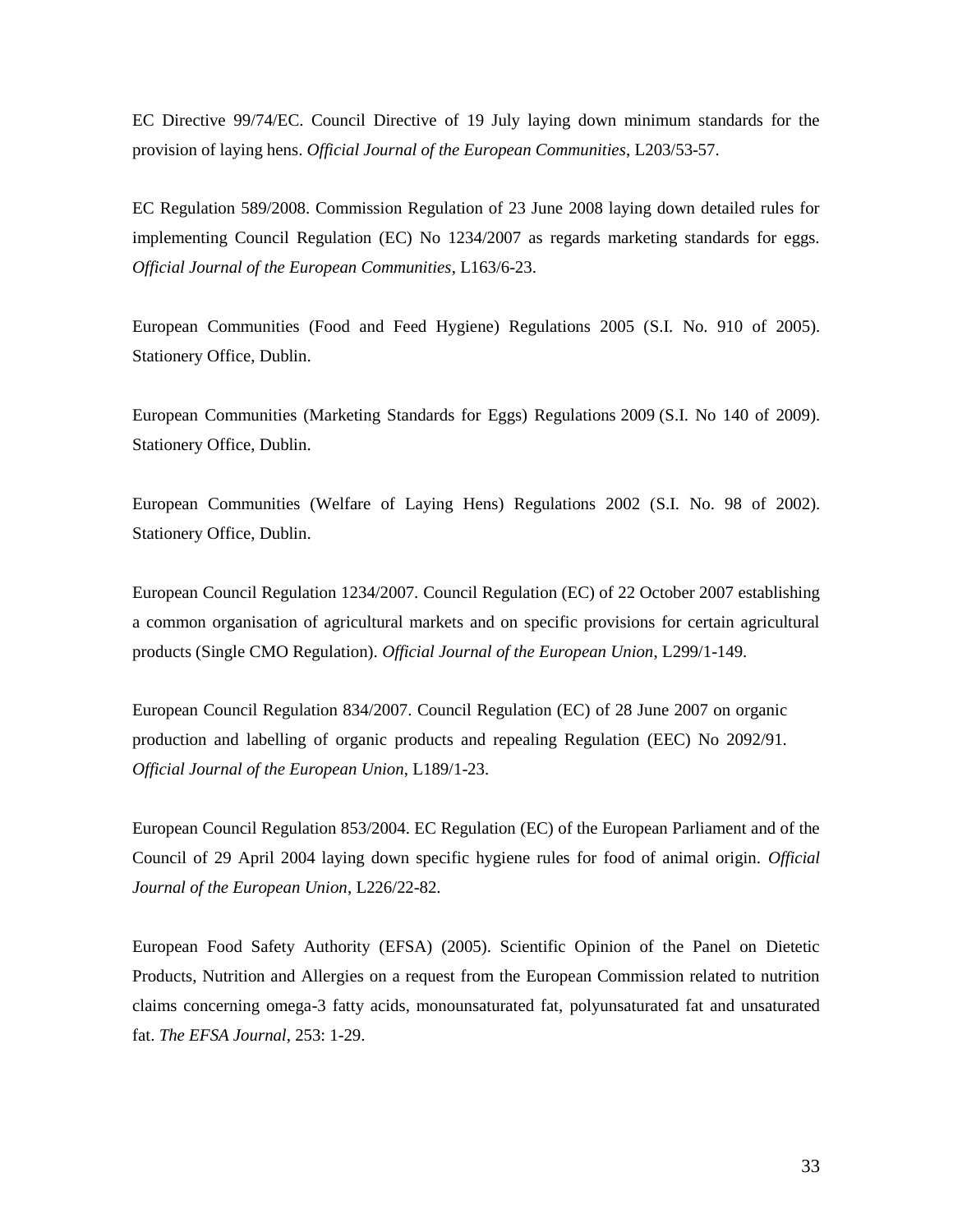EC Directive 99/74/EC. Council Directive of 19 July laying down minimum standards for the provision of laying hens. *Official Journal of the European Communities*, L203/53-57.

EC Regulation 589/2008. Commission Regulation of 23 June 2008 laying down detailed rules for implementing Council Regulation (EC) No 1234/2007 as regards marketing standards for eggs. *Official Journal of the European Communities*, L163/6-23.

European Communities (Food and Feed Hygiene) Regulations 2005 (S.I. No. 910 of 2005). Stationery Office, Dublin.

European Communities (Marketing Standards for Eggs) Regulations 2009 (S.I. No 140 of 2009). Stationery Office, Dublin.

European Communities (Welfare of Laying Hens) Regulations 2002 (S.I. No. 98 of 2002). Stationery Office, Dublin.

European Council Regulation 1234/2007. Council Regulation (EC) of 22 October 2007 establishing a common organisation of agricultural markets and on specific provisions for certain agricultural products (Single CMO Regulation). *Official Journal of the European Union*, L299/1-149.

European Council Regulation 834/2007. Council Regulation (EC) of 28 June 2007 on organic production and labelling of organic products and repealing Regulation (EEC) No 2092/91. *Official Journal of the European Union*, L189/1-23.

European Council Regulation 853/2004. EC Regulation (EC) of the European Parliament and of the Council of 29 April 2004 laying down specific hygiene rules for food of animal origin. *Official Journal of the European Union*, L226/22-82.

European Food Safety Authority (EFSA) (2005). Scientific Opinion of the Panel on Dietetic Products, Nutrition and Allergies on a request from the European Commission related to nutrition claims concerning omega-3 fatty acids, monounsaturated fat, polyunsaturated fat and unsaturated fat. *The EFSA Journal*, 253: 1-29.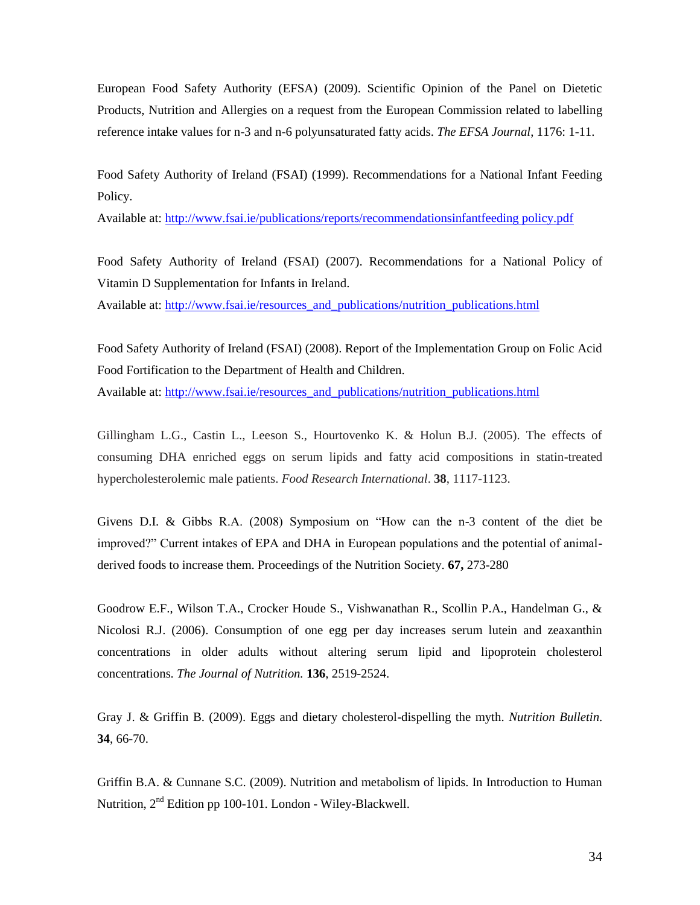European Food Safety Authority (EFSA) (2009). Scientific Opinion of the Panel on Dietetic Products, Nutrition and Allergies on a request from the European Commission related to labelling reference intake values for n-3 and n-6 polyunsaturated fatty acids. *The EFSA Journal*, 1176: 1-11.

Food Safety Authority of Ireland (FSAI) (1999). Recommendations for a National Infant Feeding Policy.
Available at: http://www.fsai.ie/publications/reports/recommendationsinfantfeeding policy.pdf

Food Safety Authority of Ireland (FSAI) (2007). Recommendations for a National Policy of Vitamin D Supplementation for Infants in Ireland.
Available at: http://www.fsai.ie/resources_and_publications/nutrition_publications.html

Food Safety Authority of Ireland (FSAI) (2008). Report of the Implementation Group on Folic Acid Food Fortification to the Department of Health and Children.
Available at: http://www.fsai.ie/resources_and_publications/nutrition_publications.html

Gillingham L.G., Castin L., Leeson S., Hourtovenko K. & Holun B.J. (2005). The effects of consuming DHA enriched eggs on serum lipids and fatty acid compositions in statin-treated hypercholesterolemic male patients. *Food Research International*. **38**, 1117-1123.

Givens D.I. & Gibbs R.A. (2008) Symposium on "How can the n-3 content of the diet be improved?" Current intakes of EPA and DHA in European populations and the potential of animal-derived foods to increase them. Proceedings of the Nutrition Society. **67,** 273-280

Goodrow E.F., Wilson T.A., Crocker Houde S., Vishwanathan R., Scollin P.A., Handelman G., & Nicolosi R.J. (2006). Consumption of one egg per day increases serum lutein and zeaxanthin concentrations in older adults without altering serum lipid and lipoprotein cholesterol concentrations. *The Journal of Nutrition.* **136**, 2519-2524.

Gray J. & Griffin B. (2009). Eggs and dietary cholesterol-dispelling the myth. *Nutrition Bulletin*. **34**, 66-70.

Griffin B.A. & Cunnane S.C. (2009). Nutrition and metabolism of lipids. In Introduction to Human Nutrition, 2nd Edition pp 100-101. London - Wiley-Blackwell.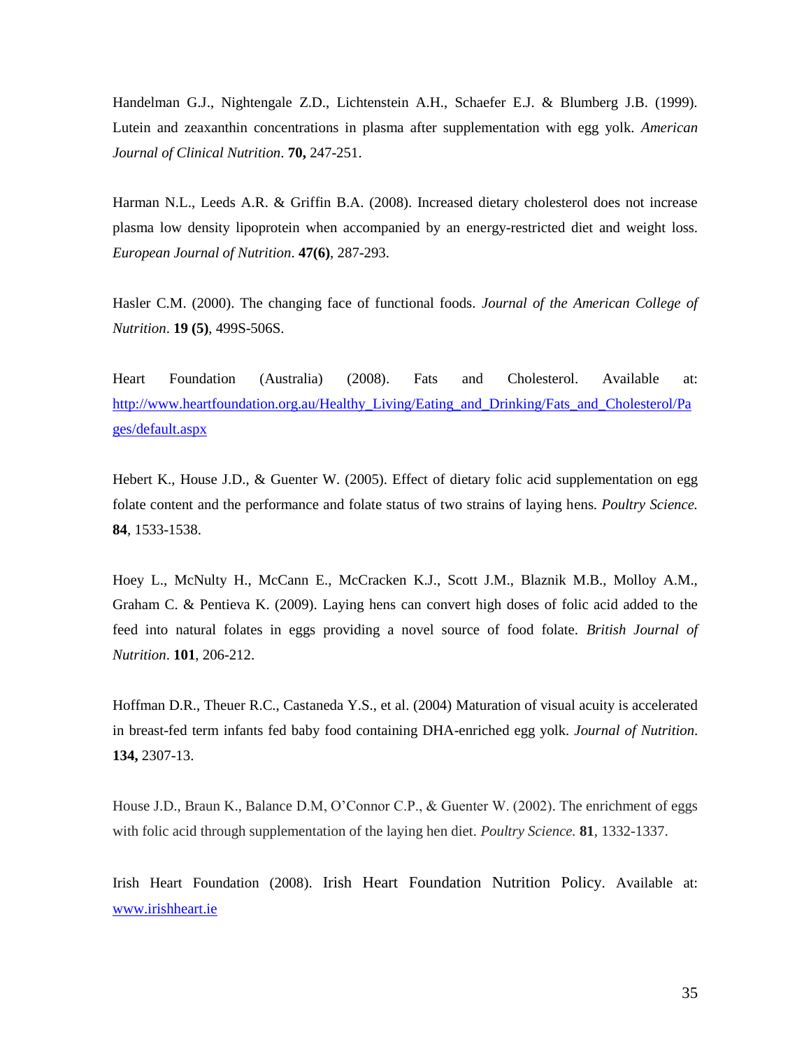Handelman G.J., Nightengale Z.D., Lichtenstein A.H., Schaefer E.J. & Blumberg J.B. (1999). Lutein and zeaxanthin concentrations in plasma after supplementation with egg yolk. *American Journal of Clinical Nutrition*. **70,** 247-251.

Harman N.L., Leeds A.R. & Griffin B.A. (2008). Increased dietary cholesterol does not increase plasma low density lipoprotein when accompanied by an energy-restricted diet and weight loss. *European Journal of Nutrition*. **47(6)**, 287-293.

Hasler C.M. (2000). The changing face of functional foods. *Journal of the American College of Nutrition*. **19 (5)**, 499S-506S.

Heart Foundation (Australia) (2008). Fats and Cholesterol. Available at: http://www.heartfoundation.org.au/Healthy_Living/Eating_and_Drinking/Fats_and_Cholesterol/Pages/default.aspx

Hebert K., House J.D., & Guenter W. (2005). Effect of dietary folic acid supplementation on egg folate content and the performance and folate status of two strains of laying hens. *Poultry Science.* **84**, 1533-1538.

Hoey L., McNulty H., McCann E., McCracken K.J., Scott J.M., Blaznik M.B., Molloy A.M., Graham C. & Pentieva K. (2009). Laying hens can convert high doses of folic acid added to the feed into natural folates in eggs providing a novel source of food folate. *British Journal of Nutrition*. **101**, 206-212.

Hoffman D.R., Theuer R.C., Castaneda Y.S., et al. (2004) Maturation of visual acuity is accelerated in breast-fed term infants fed baby food containing DHA-enriched egg yolk. *Journal of Nutrition*. **134,** 2307-13.

House J.D., Braun K., Balance D.M, O'Connor C.P., & Guenter W. (2002). The enrichment of eggs with folic acid through supplementation of the laying hen diet. *Poultry Science.* **81**, 1332-1337.

Irish Heart Foundation (2008). Irish Heart Foundation Nutrition Policy. Available at: www.irishheart.ie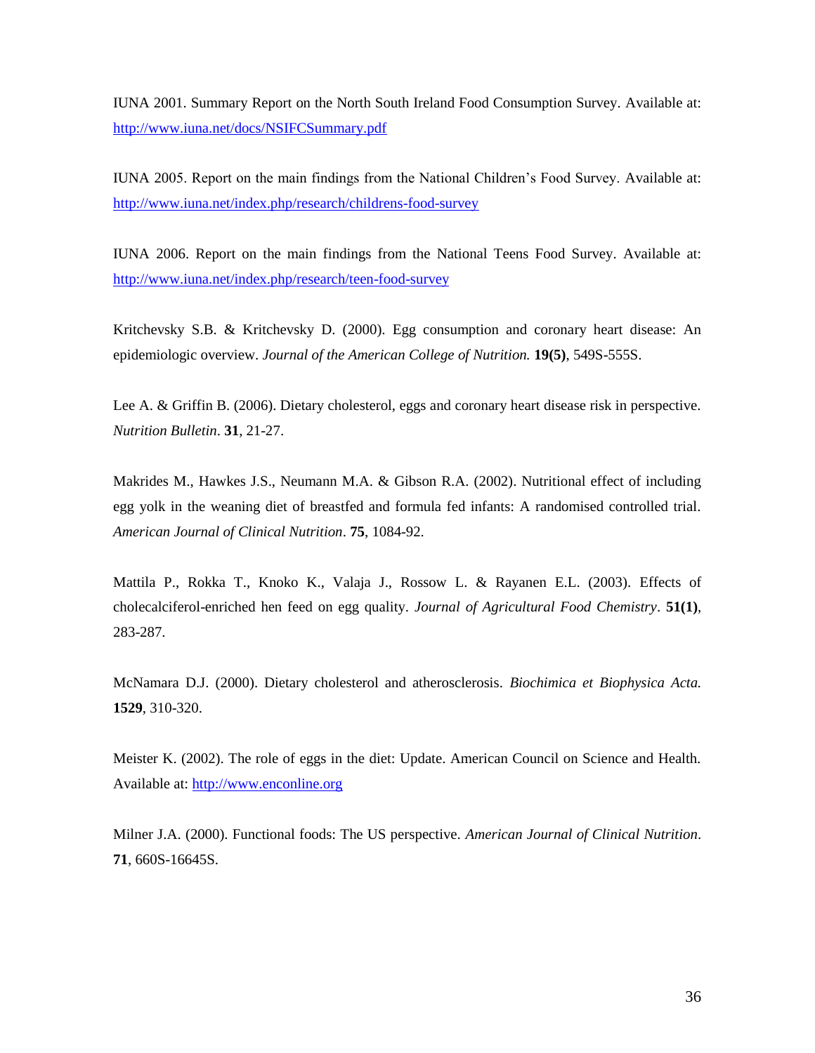IUNA 2001. Summary Report on the North South Ireland Food Consumption Survey. Available at: [http://www.iuna.net/docs/NSIFCSummary.pdf](http://www.iuna.net/docs/NSIFCSummary.pdf)

IUNA 2005. Report on the main findings from the National Children's Food Survey. Available at: [http://www.iuna.net/index.php/research/childrens-food-survey](http://www.iuna.net/index.php/research/childrens-food-survey)

IUNA 2006. Report on the main findings from the National Teens Food Survey. Available at: [http://www.iuna.net/index.php/research/teen-food-survey](http://www.iuna.net/index.php/research/teen-food-survey)

Kritchevsky S.B. & Kritchevsky D. (2000). Egg consumption and coronary heart disease: An epidemiologic overview. *Journal of the American College of Nutrition.* **19(5)**, 549S-555S.

Lee A. & Griffin B. (2006). Dietary cholesterol, eggs and coronary heart disease risk in perspective. *Nutrition Bulletin*. **31**, 21-27.

Makrides M., Hawkes J.S., Neumann M.A. & Gibson R.A. (2002). Nutritional effect of including egg yolk in the weaning diet of breastfed and formula fed infants: A randomised controlled trial. *American Journal of Clinical Nutrition*. **75**, 1084-92.

Mattila P., Rokka T., Knoko K., Valaja J., Rossow L. & Rayanen E.L. (2003). Effects of cholecalciferol-enriched hen feed on egg quality. *Journal of Agricultural Food Chemistry*. **51(1)**, 283-287.

McNamara D.J. (2000). Dietary cholesterol and atherosclerosis. *Biochimica et Biophysica Acta.* **1529**, 310-320.

Meister K. (2002). The role of eggs in the diet: Update. American Council on Science and Health. Available at: [http://www.enconline.org](http://www.enconline.org)

Milner J.A. (2000). Functional foods: The US perspective. *American Journal of Clinical Nutrition*. **71**, 660S-16645S.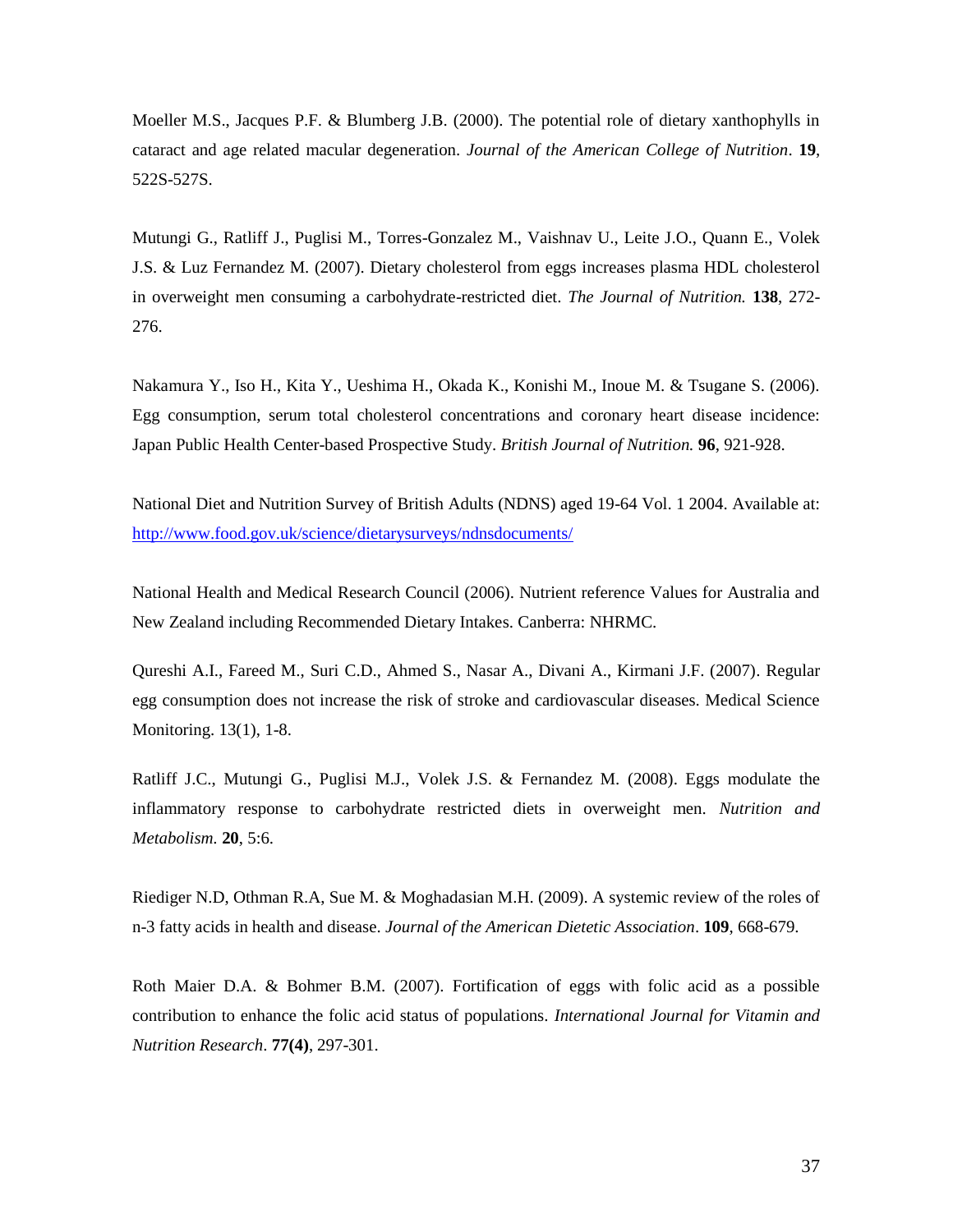Moeller M.S., Jacques P.F. & Blumberg J.B. (2000). The potential role of dietary xanthophylls in cataract and age related macular degeneration. *Journal of the American College of Nutrition*. **19**, 522S-527S.

Mutungi G., Ratliff J., Puglisi M., Torres-Gonzalez M., Vaishnav U., Leite J.O., Quann E., Volek J.S. & Luz Fernandez M. (2007). Dietary cholesterol from eggs increases plasma HDL cholesterol in overweight men consuming a carbohydrate-restricted diet. *The Journal of Nutrition.* **138**, 272-276.

Nakamura Y., Iso H., Kita Y., Ueshima H., Okada K., Konishi M., Inoue M. & Tsugane S. (2006). Egg consumption, serum total cholesterol concentrations and coronary heart disease incidence: Japan Public Health Center-based Prospective Study. *British Journal of Nutrition.* **96**, 921-928.

National Diet and Nutrition Survey of British Adults (NDNS) aged 19-64 Vol. 1 2004. Available at: http://www.food.gov.uk/science/dietarysurveys/ndnsdocuments/

National Health and Medical Research Council (2006). Nutrient reference Values for Australia and New Zealand including Recommended Dietary Intakes. Canberra: NHRMC.

Qureshi A.I., Fareed M., Suri C.D., Ahmed S., Nasar A., Divani A., Kirmani J.F. (2007). Regular egg consumption does not increase the risk of stroke and cardiovascular diseases. Medical Science Monitoring. 13(1), 1-8.

Ratliff J.C., Mutungi G., Puglisi M.J., Volek J.S. & Fernandez M. (2008). Eggs modulate the inflammatory response to carbohydrate restricted diets in overweight men. *Nutrition and Metabolism.* **20**, 5:6.

Riediger N.D, Othman R.A, Sue M. & Moghadasian M.H. (2009). A systemic review of the roles of n-3 fatty acids in health and disease. *Journal of the American Dietetic Association*. **109**, 668-679.

Roth Maier D.A. & Bohmer B.M. (2007). Fortification of eggs with folic acid as a possible contribution to enhance the folic acid status of populations. *International Journal for Vitamin and Nutrition Research*. **77(4)**, 297-301.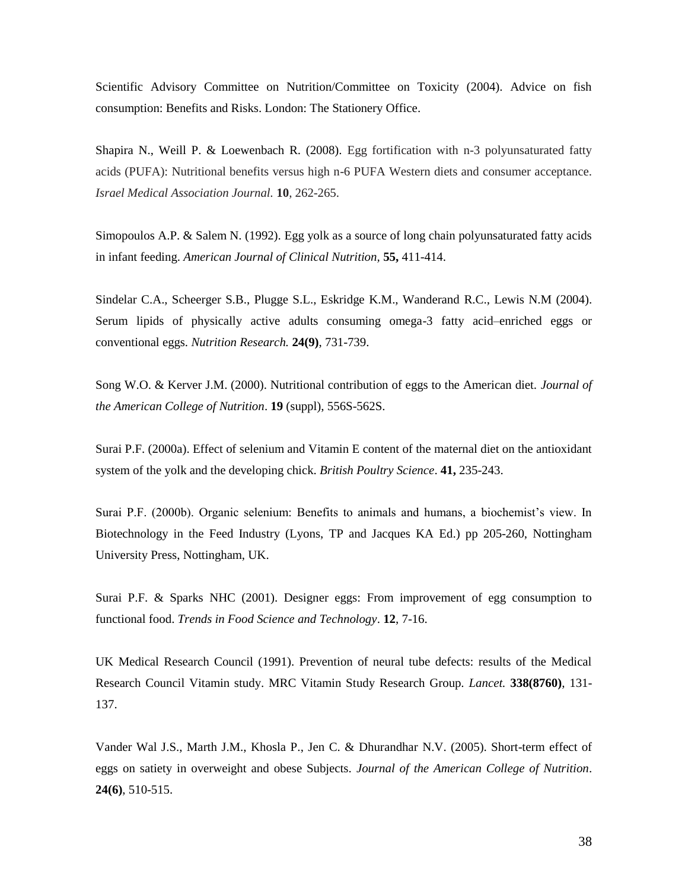Scientific Advisory Committee on Nutrition/Committee on Toxicity (2004). Advice on fish consumption: Benefits and Risks. London: The Stationery Office.

Shapira N., Weill P. & Loewenbach R. (2008). Egg fortification with n-3 polyunsaturated fatty acids (PUFA): Nutritional benefits versus high n-6 PUFA Western diets and consumer acceptance. *Israel Medical Association Journal*. **10**, 262-265.

Simopoulos A.P. & Salem N. (1992). Egg yolk as a source of long chain polyunsaturated fatty acids in infant feeding. *American Journal of Clinical Nutrition,* **55,** 411-414.

Sindelar C.A., Scheerger S.B., Plugge S.L., Eskridge K.M., Wanderand R.C., Lewis N.M (2004). Serum lipids of physically active adults consuming omega-3 fatty acid–enriched eggs or conventional eggs. *Nutrition Research.* **24(9)**, 731-739.

Song W.O. & Kerver J.M. (2000). Nutritional contribution of eggs to the American diet. *Journal of the American College of Nutrition*. **19** (suppl), 556S-562S.

Surai P.F. (2000a). Effect of selenium and Vitamin E content of the maternal diet on the antioxidant system of the yolk and the developing chick. *British Poultry Science*. **41,** 235-243.

Surai P.F. (2000b). Organic selenium: Benefits to animals and humans, a biochemist's view. In Biotechnology in the Feed Industry (Lyons, TP and Jacques KA Ed.) pp 205-260, Nottingham University Press, Nottingham, UK.

Surai P.F. & Sparks NHC (2001). Designer eggs: From improvement of egg consumption to functional food. *Trends in Food Science and Technology*. **12**, 7-16.

UK Medical Research Council (1991). Prevention of neural tube defects: results of the Medical Research Council Vitamin study. MRC Vitamin Study Research Group. *Lancet.* **338(8760)**, 131-137.

Vander Wal J.S., Marth J.M., Khosla P., Jen C. & Dhurandhar N.V. (2005). Short-term effect of eggs on satiety in overweight and obese Subjects. *Journal of the American College of Nutrition*. **24(6)**, 510-515.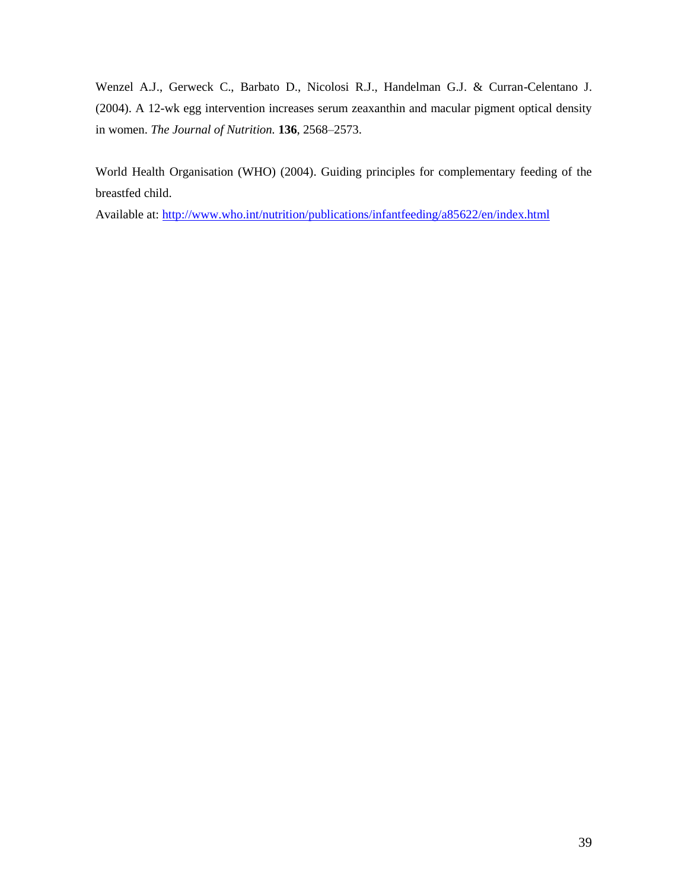Wenzel A.J., Gerweck C., Barbato D., Nicolosi R.J., Handelman G.J. & Curran-Celentano J. (2004). A 12-wk egg intervention increases serum zeaxanthin and macular pigment optical density in women. *The Journal of Nutrition.* **136**, 2568–2573.

World Health Organisation (WHO) (2004). Guiding principles for complementary feeding of the breastfed child.
Available at: http://www.who.int/nutrition/publications/infantfeeding/a85622/en/index.html